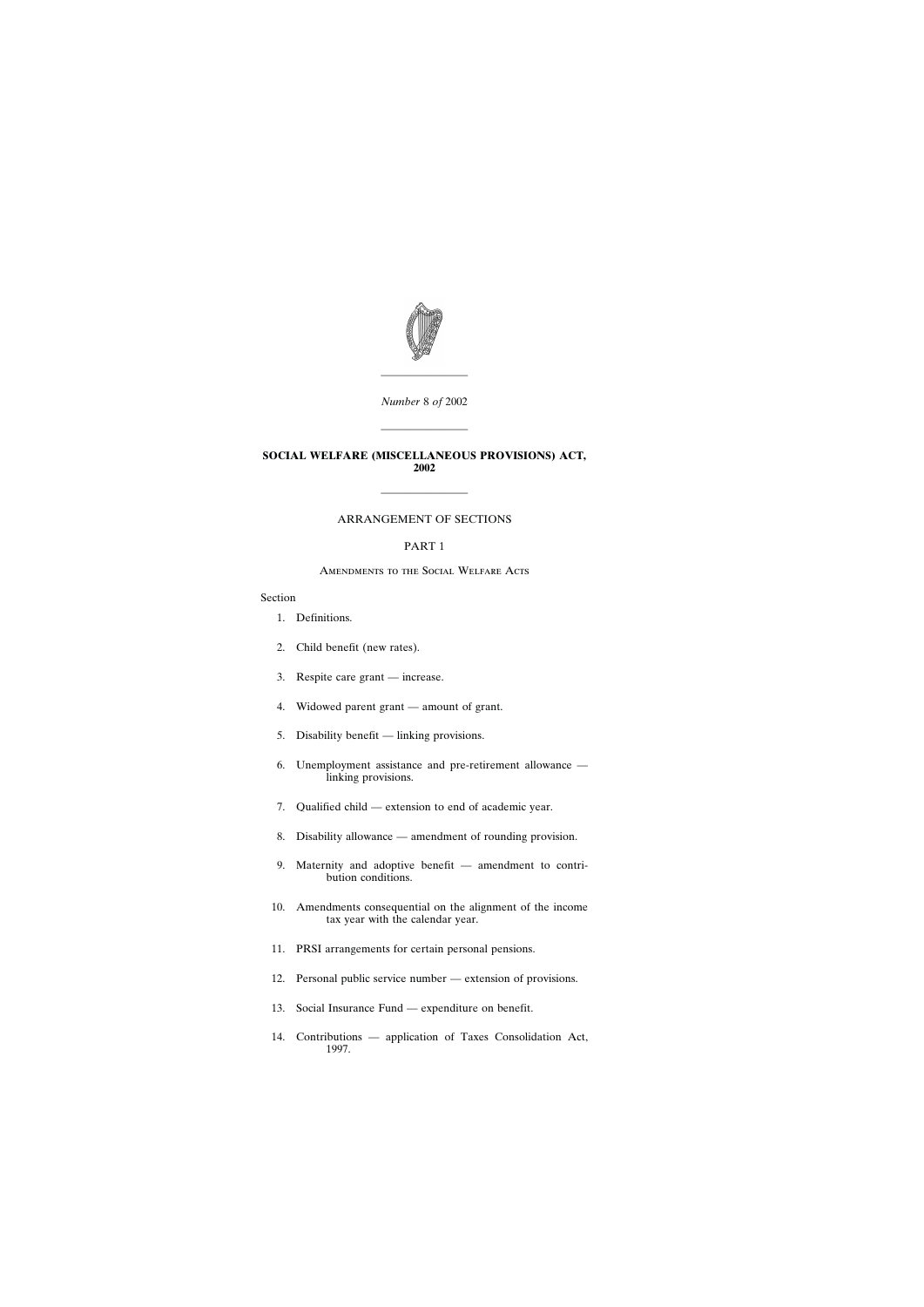*Number* 8 *of* 2002

# SOCIAL WELFARE (MISCELLANEOUS PROVISIONS) ACT, 2002

## ARRANGEMENT OF SECTIONS

### PART 1

### Amendments to the Social Welfare Acts

Section

1. Definitions.
2. Child benefit (new rates).
3. Respite care grant — increase.
4. Widowed parent grant — amount of grant.
5. Disability benefit — linking provisions.
6. Unemployment assistance and pre-retirement allowance — linking provisions.
7. Qualified child — extension to end of academic year.
8. Disability allowance — amendment of rounding provision.
9. Maternity and adoptive benefit — amendment to contribution conditions.
10. Amendments consequential on the alignment of the income tax year with the calendar year.
11. PRSI arrangements for certain personal pensions.
12. Personal public service number — extension of provisions.
13. Social Insurance Fund — expenditure on benefit.
14. Contributions — application of Taxes Consolidation Act, 1997.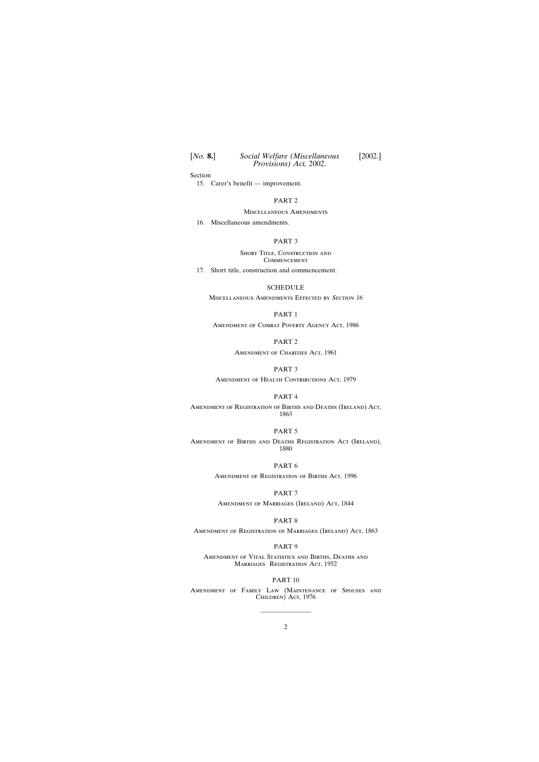Section

15. Carer's benefit — improvement.

PART 2

MISCELLANEOUS AMENDMENTS

16. Miscellaneous amendments.

PART 3

SHORT TITLE, CONSTRUCTION AND COMMENCEMENT

17. Short title, construction and commencement.

SCHEDULE

MISCELLANEOUS AMENDMENTS EFFECTED BY *SECTION 16*

PART 1

AMENDMENT OF COMBAT POVERTY AGENCY ACT, 1986

PART 2

AMENDMENT OF CHARITIES ACT, 1961

PART 3

AMENDMENT OF HEALTH CONTRIBUTIONS ACT, 1979

PART 4

AMENDMENT OF REGISTRATION OF BIRTHS AND DEATHS (IRELAND) ACT, 1863

PART 5

AMENDMENT OF BIRTHS AND DEATHS REGISTRATION ACT (IRELAND), 1880

PART 6

AMENDMENT OF REGISTRATION OF BIRTHS ACT, 1996

PART 7

AMENDMENT OF MARRIAGES (IRELAND) ACT, 1844

PART 8

AMENDMENT OF REGISTRATION OF MARRIAGES (IRELAND) ACT, 1863

PART 9

AMENDMENT OF VITAL STATISTICS AND BIRTHS, DEATHS AND MARRIAGES REGISTRATION ACT, 1952

PART 10

AMENDMENT OF FAMILY LAW (MAINTENANCE OF SPOUSES AND CHILDREN) ACT, 1976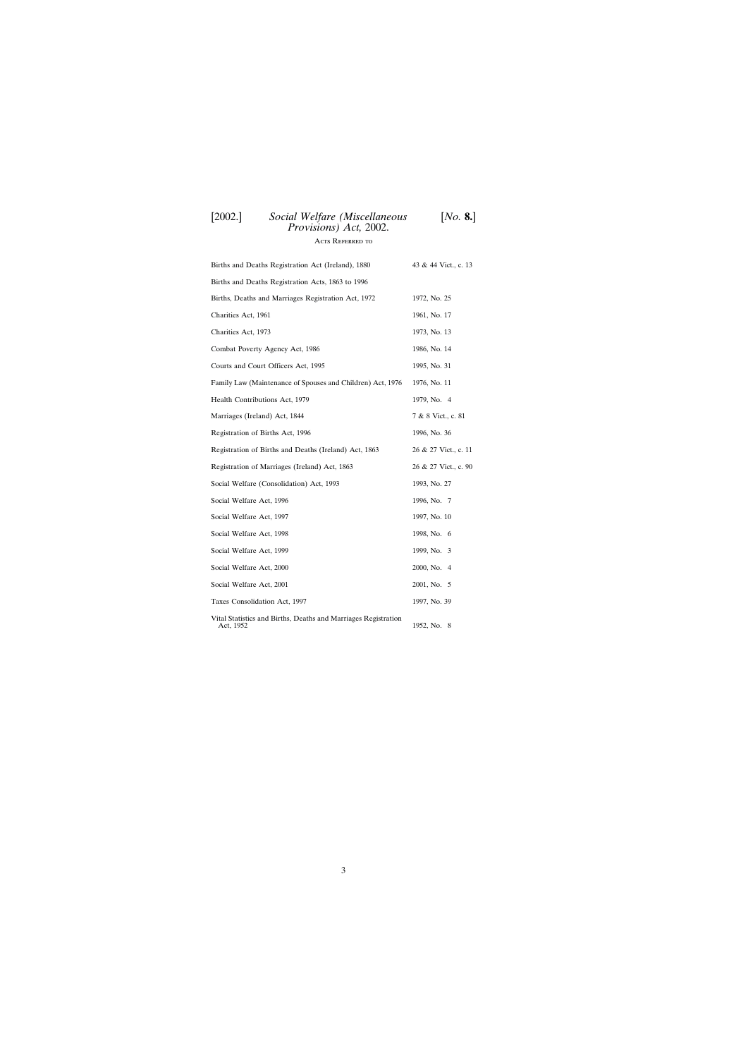## Acts Referred to

| | |
|---|---|
| Births and Deaths Registration Act (Ireland), 1880 | 43 & 44 Vict., c. 13 |
| Births and Deaths Registration Acts, 1863 to 1996 | |
| Births, Deaths and Marriages Registration Act, 1972 | 1972, No. 25 |
| Charities Act, 1961 | 1961, No. 17 |
| Charities Act, 1973 | 1973, No. 13 |
| Combat Poverty Agency Act, 1986 | 1986, No. 14 |
| Courts and Court Officers Act, 1995 | 1995, No. 31 |
| Family Law (Maintenance of Spouses and Children) Act, 1976 | 1976, No. 11 |
| Health Contributions Act, 1979 | 1979, No. 4 |
| Marriages (Ireland) Act, 1844 | 7 & 8 Vict., c. 81 |
| Registration of Births Act, 1996 | 1996, No. 36 |
| Registration of Births and Deaths (Ireland) Act, 1863 | 26 & 27 Vict., c. 11 |
| Registration of Marriages (Ireland) Act, 1863 | 26 & 27 Vict., c. 90 |
| Social Welfare (Consolidation) Act, 1993 | 1993, No. 27 |
| Social Welfare Act, 1996 | 1996, No. 7 |
| Social Welfare Act, 1997 | 1997, No. 10 |
| Social Welfare Act, 1998 | 1998, No. 6 |
| Social Welfare Act, 1999 | 1999, No. 3 |
| Social Welfare Act, 2000 | 2000, No. 4 |
| Social Welfare Act, 2001 | 2001, No. 5 |
| Taxes Consolidation Act, 1997 | 1997, No. 39 |
| Vital Statistics and Births, Deaths and Marriages Registration Act, 1952 | 1952, No. 8 |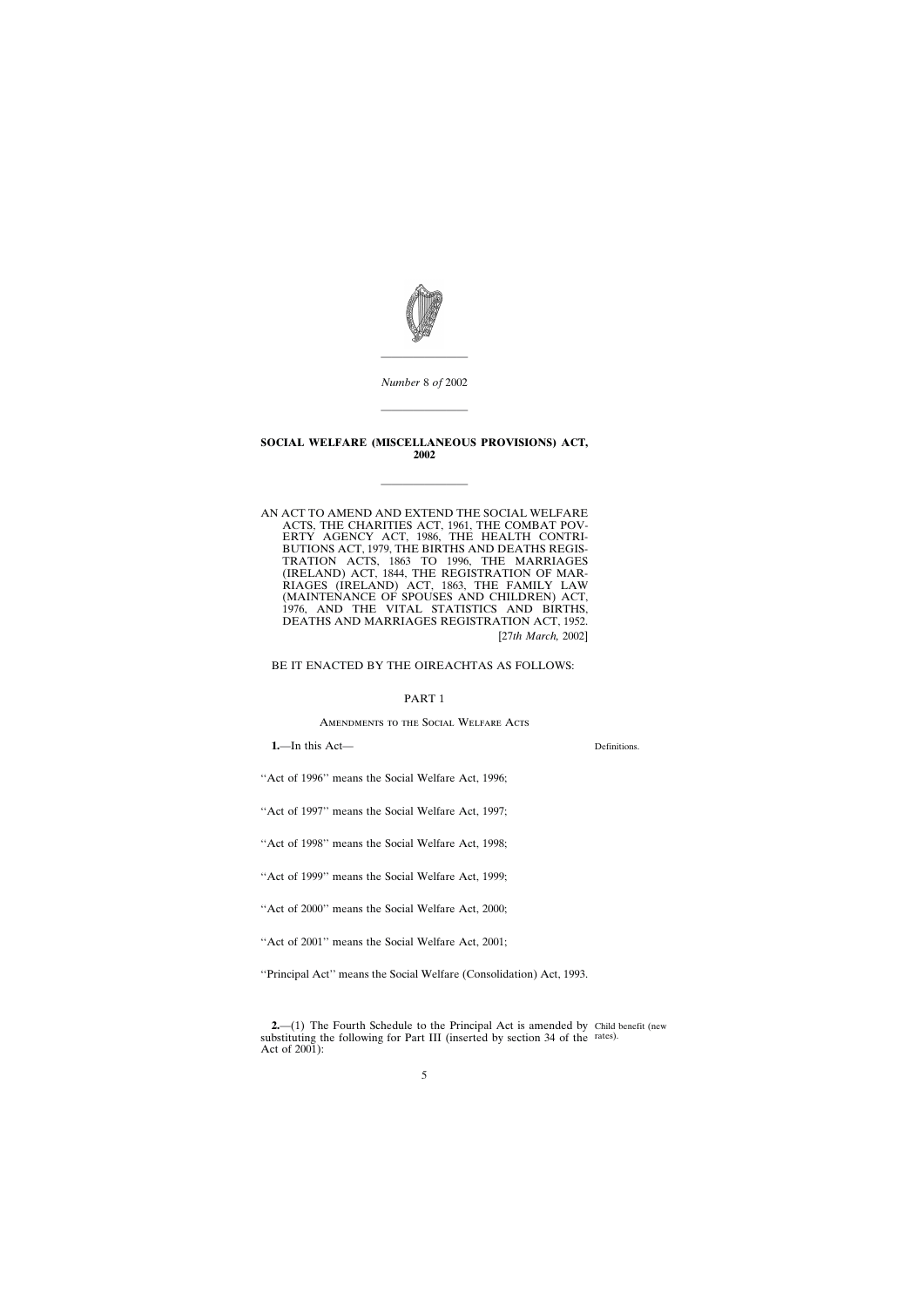*Number* 8 *of* 2002

---

**SOCIAL WELFARE (MISCELLANEOUS PROVISIONS) ACT, 2002**

---

AN ACT TO AMEND AND EXTEND THE SOCIAL WELFARE ACTS, THE CHARITIES ACT, 1961, THE COMBAT POVERTY AGENCY ACT, 1986, THE HEALTH CONTRIBUTIONS ACT, 1979, THE BIRTHS AND DEATHS REGISTRATION ACTS, 1863 TO 1996, THE MARRIAGES (IRELAND) ACT, 1844, THE REGISTRATION OF MARRIAGES (IRELAND) ACT, 1863, THE FAMILY LAW (MAINTENANCE OF SPOUSES AND CHILDREN) ACT, 1976, AND THE VITAL STATISTICS AND BIRTHS, DEATHS AND MARRIAGES REGISTRATION ACT, 1952. [27*th March,* 2002]

BE IT ENACTED BY THE OIREACHTAS AS FOLLOWS:

PART 1

AMENDMENTS TO THE SOCIAL WELFARE ACTS

**1.**—In this Act— Definitions.

''Act of 1996'' means the Social Welfare Act, 1996;

''Act of 1997'' means the Social Welfare Act, 1997;

''Act of 1998'' means the Social Welfare Act, 1998;

''Act of 1999'' means the Social Welfare Act, 1999;

''Act of 2000'' means the Social Welfare Act, 2000;

''Act of 2001'' means the Social Welfare Act, 2001;

''Principal Act'' means the Social Welfare (Consolidation) Act, 1993.

**2.**—(1) The Fourth Schedule to the Principal Act is amended by substituting the following for Part III (inserted by section 34 of the Act of 2001): Child benefit (new rates).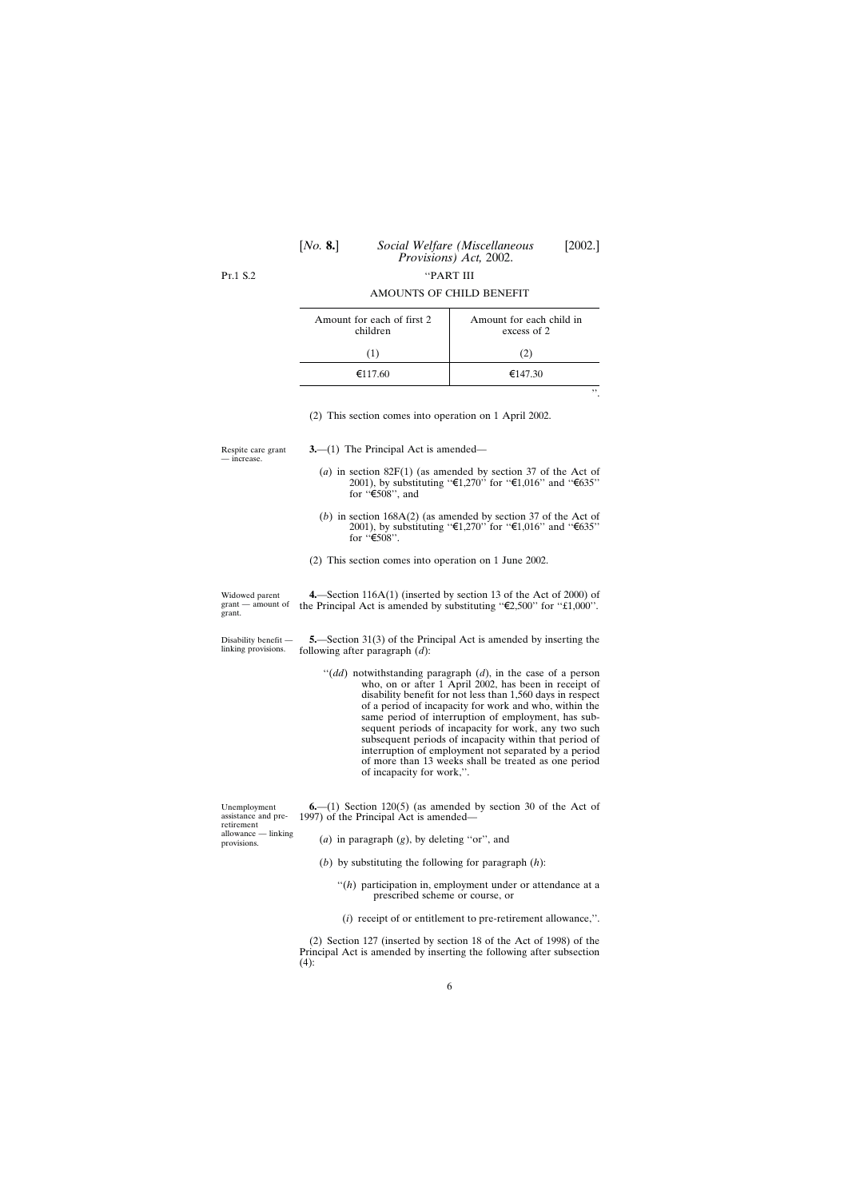"PART III

AMOUNTS OF CHILD BENEFIT

| Amount for each of first 2 children | Amount for each child in excess of 2 |
|---|---|
| (1) | (2) |
| €117.60 | €147.30 |

".

(2) This section comes into operation on 1 April 2002.

Respite care grant — increase.

**3.**—(1) The Principal Act is amended—

(*a*) in section 82F(1) (as amended by section 37 of the Act of 2001), by substituting "€1,270" for "€1,016" and "€635" for "€508", and

(*b*) in section 168A(2) (as amended by section 37 of the Act of 2001), by substituting "€1,270" for "€1,016" and "€635" for "€508".

(2) This section comes into operation on 1 June 2002.

Widowed parent grant — amount of grant.

**4.**—Section 116A(1) (inserted by section 13 of the Act of 2000) of the Principal Act is amended by substituting "€2,500" for "£1,000".

Disability benefit — linking provisions.

**5.**—Section 31(3) of the Principal Act is amended by inserting the following after paragraph (*d*):

"(*dd*) notwithstanding paragraph (*d*), in the case of a person who, on or after 1 April 2002, has been in receipt of disability benefit for not less than 1,560 days in respect of a period of incapacity for work and who, within the same period of interruption of employment, has subsequent periods of incapacity for work, any two such subsequent periods of incapacity within that period of interruption of employment not separated by a period of more than 13 weeks shall be treated as one period of incapacity for work,".

Unemployment assistance and pre-retirement allowance — linking provisions.

**6.**—(1) Section 120(5) (as amended by section 30 of the Act of 1997) of the Principal Act is amended—

(*a*) in paragraph (*g*), by deleting "or", and

(*b*) by substituting the following for paragraph (*h*):

"(*h*) participation in, employment under or attendance at a prescribed scheme or course, or

(*i*) receipt of or entitlement to pre-retirement allowance,".

(2) Section 127 (inserted by section 18 of the Act of 1998) of the Principal Act is amended by inserting the following after subsection (4):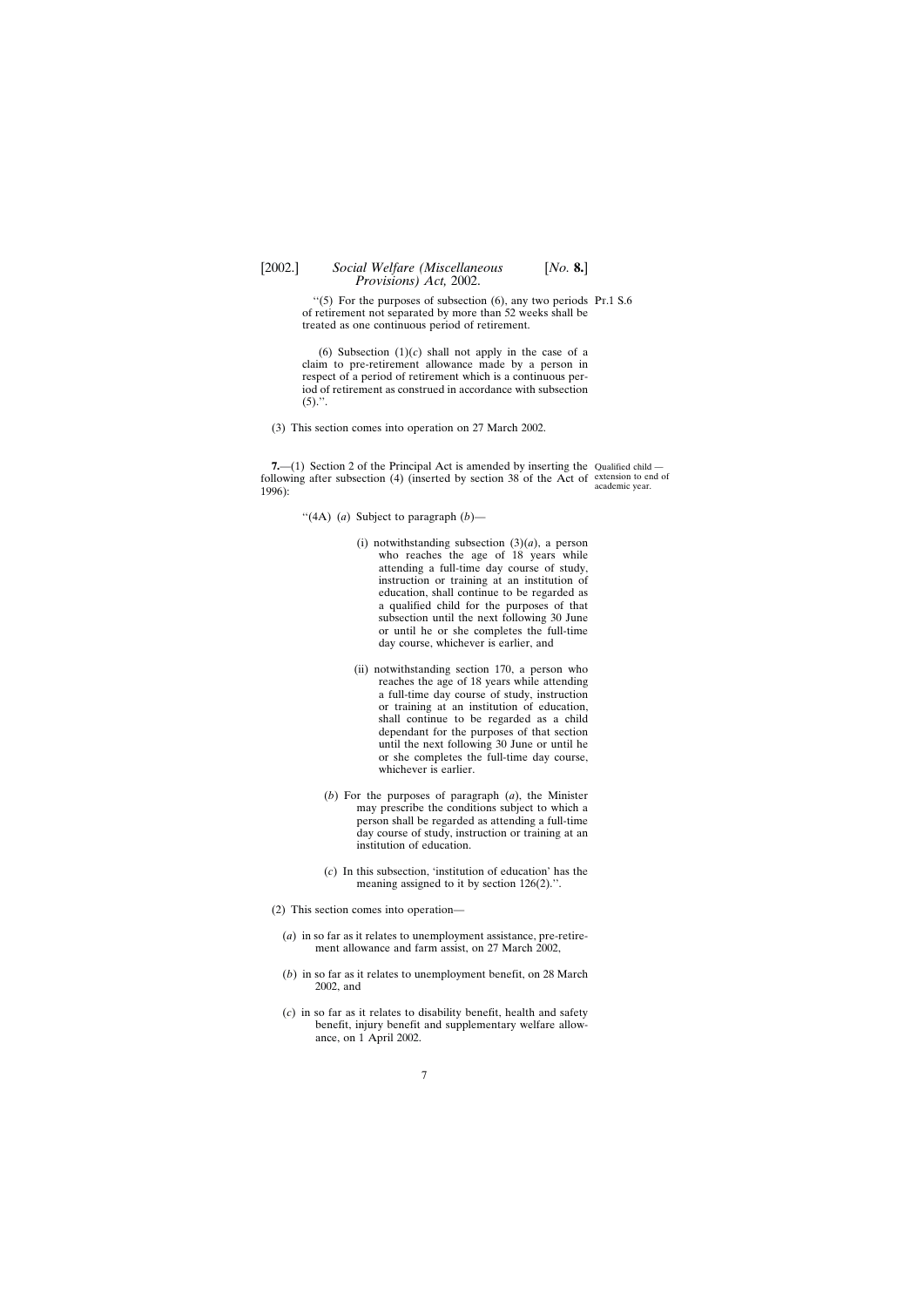"(5) For the purposes of subsection (6), any two periods of retirement not separated by more than 52 weeks shall be treated as one continuous period of retirement.

(6) Subsection (1)(*c*) shall not apply in the case of a claim to pre-retirement allowance made by a person in respect of a period of retirement which is a continuous period of retirement as construed in accordance with subsection (5).".

(3) This section comes into operation on 27 March 2002.

*Qualified child — extension to end of academic year.*

**7.**—(1) Section 2 of the Principal Act is amended by inserting the following after subsection (4) (inserted by section 38 of the Act of 1996):

"(4A) (*a*) Subject to paragraph (*b*)—

(i) notwithstanding subsection (3)(*a*), a person who reaches the age of 18 years while attending a full-time day course of study, instruction or training at an institution of education, shall continue to be regarded as a qualified child for the purposes of that subsection until the next following 30 June or until he or she completes the full-time day course, whichever is earlier, and

(ii) notwithstanding section 170, a person who reaches the age of 18 years while attending a full-time day course of study, instruction or training at an institution of education, shall continue to be regarded as a child dependant for the purposes of that section until the next following 30 June or until he or she completes the full-time day course, whichever is earlier.

(*b*) For the purposes of paragraph (*a*), the Minister may prescribe the conditions subject to which a person shall be regarded as attending a full-time day course of study, instruction or training at an institution of education.

(*c*) In this subsection, 'institution of education' has the meaning assigned to it by section 126(2).".

(2) This section comes into operation—

(*a*) in so far as it relates to unemployment assistance, pre-retirement allowance and farm assist, on 27 March 2002,

(*b*) in so far as it relates to unemployment benefit, on 28 March 2002, and

(*c*) in so far as it relates to disability benefit, health and safety benefit, injury benefit and supplementary welfare allowance, on 1 April 2002.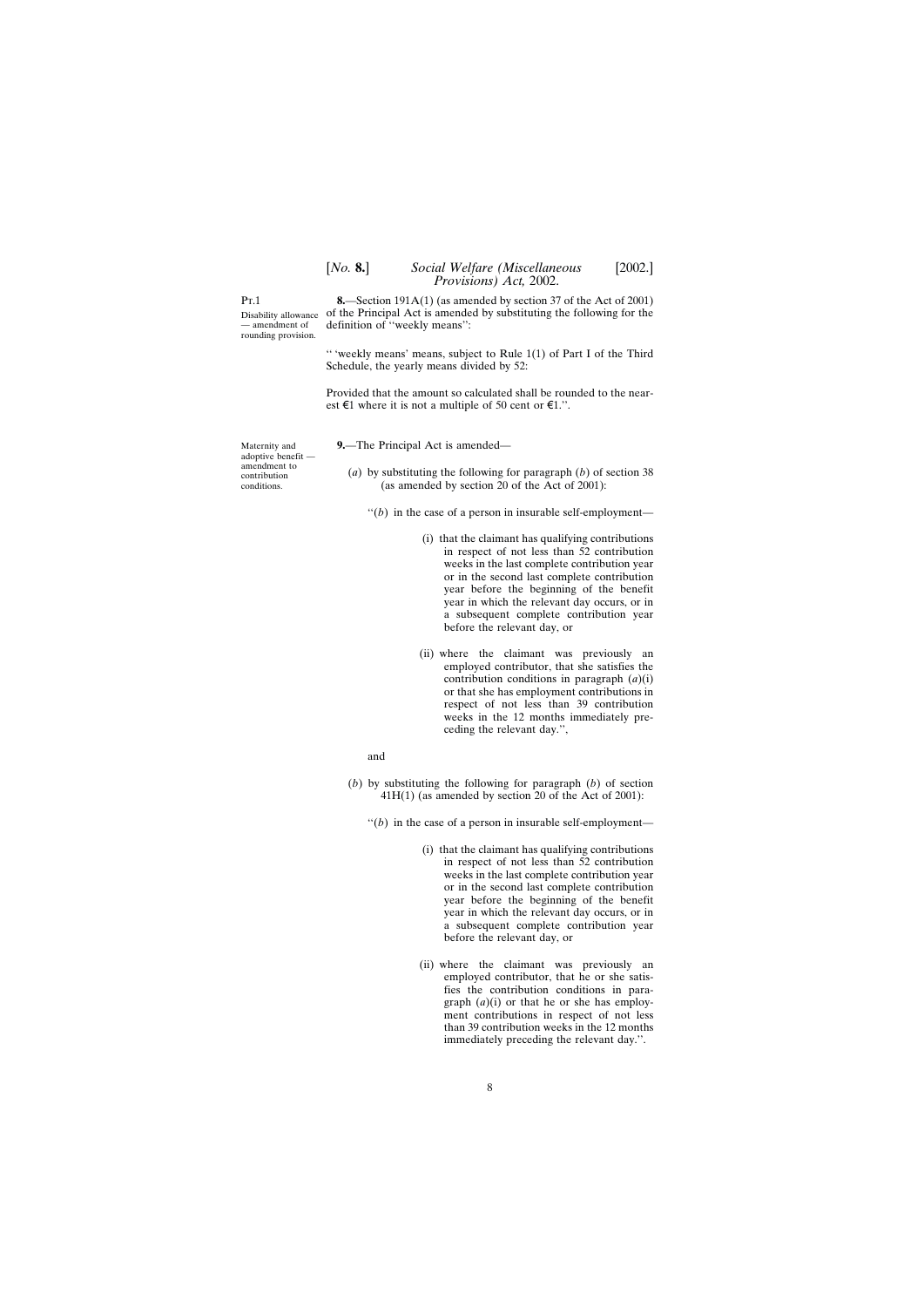Pt.1

Disability allowance — amendment of rounding provision.

**8.**—Section 191A(1) (as amended by section 37 of the Act of 2001) of the Principal Act is amended by substituting the following for the definition of ''weekly means'':

'' 'weekly means' means, subject to Rule 1(1) of Part I of the Third Schedule, the yearly means divided by 52:

Provided that the amount so calculated shall be rounded to the nearest €1 where it is not a multiple of 50 cent or €1.''.

Maternity and adoptive benefit — amendment to contribution conditions.

**9.**—The Principal Act is amended—

(*a*) by substituting the following for paragraph (*b*) of section 38 (as amended by section 20 of the Act of 2001):

''(*b*) in the case of a person in insurable self-employment—

(i) that the claimant has qualifying contributions in respect of not less than 52 contribution weeks in the last complete contribution year or in the second last complete contribution year before the beginning of the benefit year in which the relevant day occurs, or in a subsequent complete contribution year before the relevant day, or

(ii) where the claimant was previously an employed contributor, that she satisfies the contribution conditions in paragraph (*a*)(i) or that she has employment contributions in respect of not less than 39 contribution weeks in the 12 months immediately preceding the relevant day.'',

and

(*b*) by substituting the following for paragraph (*b*) of section 41H(1) (as amended by section 20 of the Act of 2001):

''(*b*) in the case of a person in insurable self-employment—

(i) that the claimant has qualifying contributions in respect of not less than 52 contribution weeks in the last complete contribution year or in the second last complete contribution year before the beginning of the benefit year in which the relevant day occurs, or in a subsequent complete contribution year before the relevant day, or

(ii) where the claimant was previously an employed contributor, that he or she satisfies the contribution conditions in paragraph (*a*)(i) or that he or she has employment contributions in respect of not less than 39 contribution weeks in the 12 months immediately preceding the relevant day.''.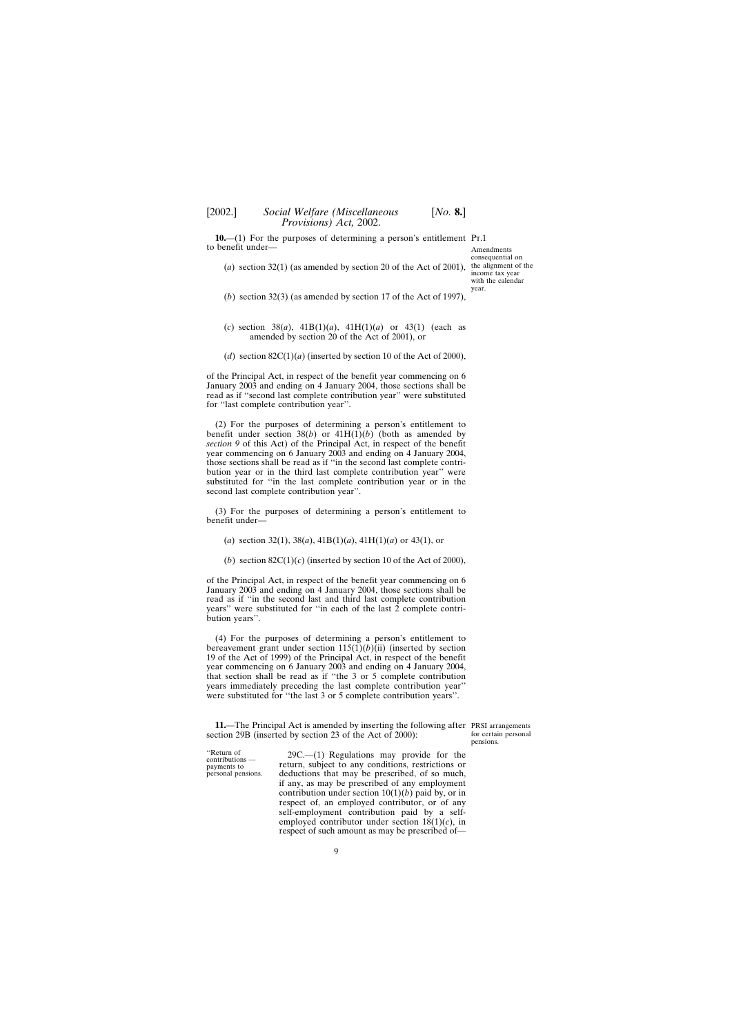**10.**—(1) For the purposes of determining a person's entitlement to benefit under—

Pt.1

Amendments consequential on the alignment of the income tax year with the calendar year.

(*a*) section 32(1) (as amended by section 20 of the Act of 2001),

(*b*) section 32(3) (as amended by section 17 of the Act of 1997),

(*c*) section 38(*a*), 41B(1)(*a*), 41H(1)(*a*) or 43(1) (each as amended by section 20 of the Act of 2001), or

(*d*) section 82C(1)(*a*) (inserted by section 10 of the Act of 2000),

of the Principal Act, in respect of the benefit year commencing on 6 January 2003 and ending on 4 January 2004, those sections shall be read as if "second last complete contribution year" were substituted for "last complete contribution year".

(2) For the purposes of determining a person's entitlement to benefit under section 38(*b*) or 41H(1)(*b*) (both as amended by *section 9* of this Act) of the Principal Act, in respect of the benefit year commencing on 6 January 2003 and ending on 4 January 2004, those sections shall be read as if "in the second last complete contribution year or in the third last complete contribution year" were substituted for "in the last complete contribution year or in the second last complete contribution year".

(3) For the purposes of determining a person's entitlement to benefit under—

(*a*) section 32(1), 38(*a*), 41B(1)(*a*), 41H(1)(*a*) or 43(1), or

(*b*) section 82C(1)(*c*) (inserted by section 10 of the Act of 2000),

of the Principal Act, in respect of the benefit year commencing on 6 January 2003 and ending on 4 January 2004, those sections shall be read as if "in the second last and third last complete contribution years" were substituted for "in each of the last 2 complete contribution years".

(4) For the purposes of determining a person's entitlement to bereavement grant under section 115(1)(*b*)(ii) (inserted by section 19 of the Act of 1999) of the Principal Act, in respect of the benefit year commencing on 6 January 2003 and ending on 4 January 2004, that section shall be read as if "the 3 or 5 complete contribution years immediately preceding the last complete contribution year" were substituted for "the last 3 or 5 complete contribution years".

**11.**—The Principal Act is amended by inserting the following after section 29B (inserted by section 23 of the Act of 2000):

PRSI arrangements for certain personal pensions.

"Return of contributions — payments to personal pensions.

29C.—(1) Regulations may provide for the return, subject to any conditions, restrictions or deductions that may be prescribed, of so much, if any, as may be prescribed of any employment contribution under section 10(1)(*b*) paid by, or in respect of, an employed contributor, or of any self-employment contribution paid by a self-employed contributor under section 18(1)(*c*), in respect of such amount as may be prescribed of—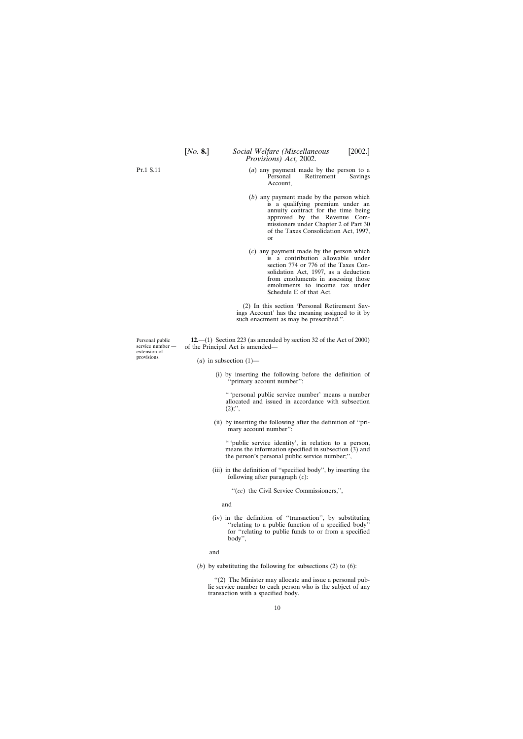(*a*) any payment made by the person to a Personal Retirement Savings Account,

(*b*) any payment made by the person which is a qualifying premium under an annuity contract for the time being approved by the Revenue Commissioners under Chapter 2 of Part 30 of the Taxes Consolidation Act, 1997, or

(*c*) any payment made by the person which is a contribution allowable under section 774 or 776 of the Taxes Consolidation Act, 1997, as a deduction from emoluments in assessing those emoluments to income tax under Schedule E of that Act.

(2) In this section 'Personal Retirement Savings Account' has the meaning assigned to it by such enactment as may be prescribed.''.

Personal public service number — extension of provisions.

**12.**—(1) Section 223 (as amended by section 32 of the Act of 2000) of the Principal Act is amended—

(*a*) in subsection (1)—

(i) by inserting the following before the definition of ''primary account number'':

'' 'personal public service number' means a number allocated and issued in accordance with subsection (2);'',

(ii) by inserting the following after the definition of ''primary account number'':

'' 'public service identity', in relation to a person, means the information specified in subsection (3) and the person's personal public service number;'',

(iii) in the definition of ''specified body'', by inserting the following after paragraph (*c*):

''(*cc*) the Civil Service Commissioners,'',

and

(iv) in the definition of ''transaction'', by substituting ''relating to a public function of a specified body'' for ''relating to public funds to or from a specified body'',

and

(*b*) by substituting the following for subsections (2) to (6):

''(2) The Minister may allocate and issue a personal public service number to each person who is the subject of any transaction with a specified body.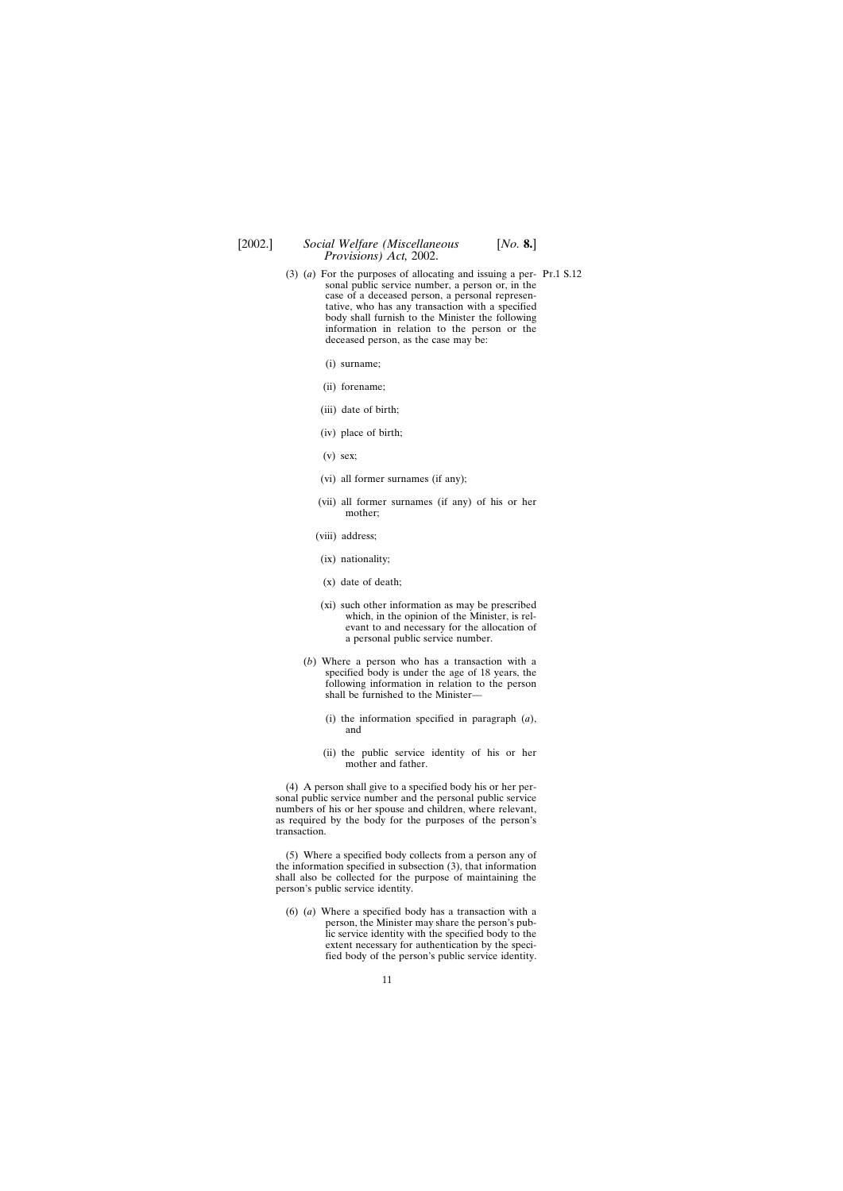(3) (*a*) For the purposes of allocating and issuing a personal public service number, a person or, in the case of a deceased person, a personal representative, who has any transaction with a specified body shall furnish to the Minister the following information in relation to the person or the deceased person, as the case may be:

Pt.1 S.12

(i) surname;

(ii) forename;

(iii) date of birth;

(iv) place of birth;

(v) sex;

(vi) all former surnames (if any);

(vii) all former surnames (if any) of his or her mother;

(viii) address;

(ix) nationality;

(x) date of death;

(xi) such other information as may be prescribed which, in the opinion of the Minister, is relevant to and necessary for the allocation of a personal public service number.

(*b*) Where a person who has a transaction with a specified body is under the age of 18 years, the following information in relation to the person shall be furnished to the Minister—

(i) the information specified in paragraph (*a*), and

(ii) the public service identity of his or her mother and father.

(4) A person shall give to a specified body his or her personal public service number and the personal public service numbers of his or her spouse and children, where relevant, as required by the body for the purposes of the person's transaction.

(5) Where a specified body collects from a person any of the information specified in subsection (3), that information shall also be collected for the purpose of maintaining the person's public service identity.

(6) (*a*) Where a specified body has a transaction with a person, the Minister may share the person's public service identity with the specified body to the extent necessary for authentication by the specified body of the person's public service identity.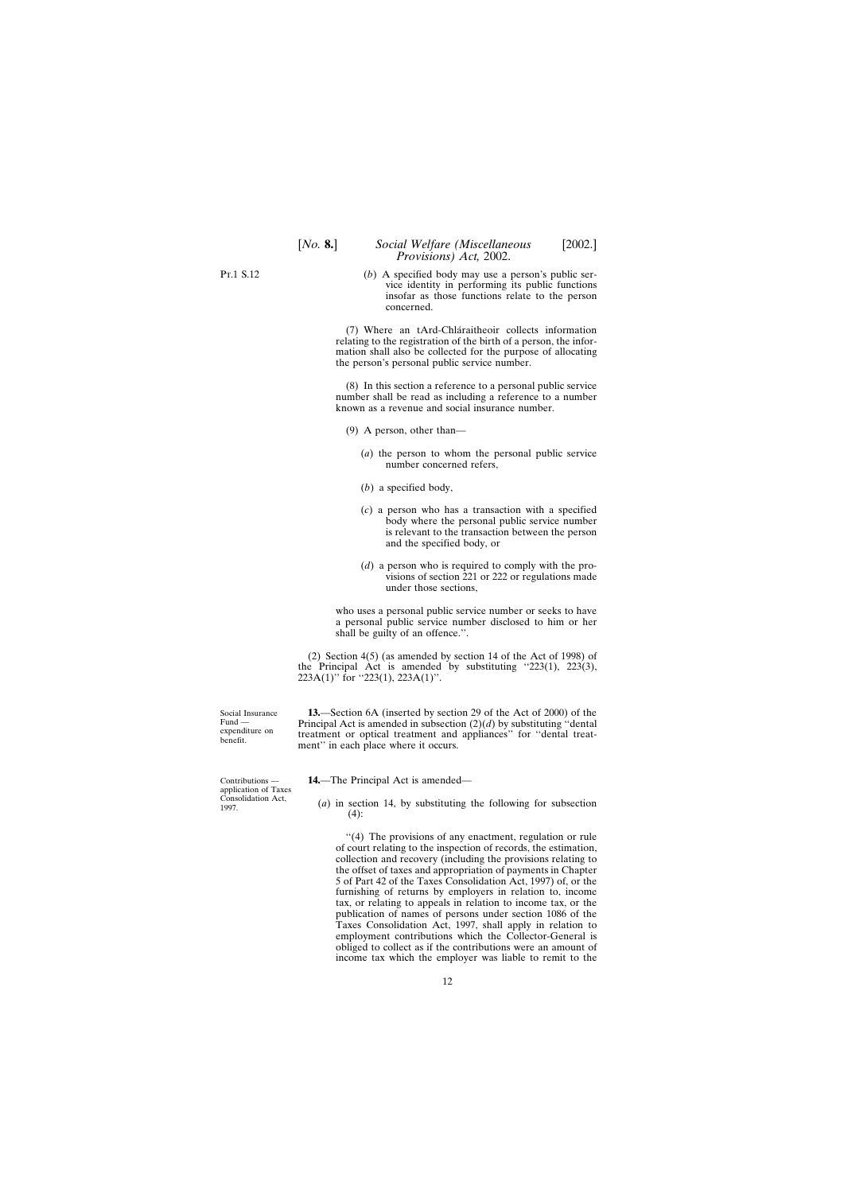Pt.1 S.12

(*b*) A specified body may use a person's public service identity in performing its public functions insofar as those functions relate to the person concerned.

(7) Where an tArd-Chláraitheoir collects information relating to the registration of the birth of a person, the information shall also be collected for the purpose of allocating the person's personal public service number.

(8) In this section a reference to a personal public service number shall be read as including a reference to a number known as a revenue and social insurance number.

(9) A person, other than—

(*a*) the person to whom the personal public service number concerned refers,

(*b*) a specified body,

(*c*) a person who has a transaction with a specified body where the personal public service number is relevant to the transaction between the person and the specified body, or

(*d*) a person who is required to comply with the provisions of section 221 or 222 or regulations made under those sections,

who uses a personal public service number or seeks to have a personal public service number disclosed to him or her shall be guilty of an offence.''.

(2) Section 4(5) (as amended by section 14 of the Act of 1998) of the Principal Act is amended by substituting ''223(1), 223(3), 223A(1)'' for ''223(1), 223A(1)''.

Social Insurance Fund — expenditure on benefit.

**13.**—Section 6A (inserted by section 29 of the Act of 2000) of the Principal Act is amended in subsection (2)(*d*) by substituting ''dental treatment or optical treatment and appliances'' for ''dental treatment'' in each place where it occurs.

Contributions — application of Taxes Consolidation Act, 1997.

**14.**—The Principal Act is amended—

(*a*) in section 14, by substituting the following for subsection (4):

''(4) The provisions of any enactment, regulation or rule of court relating to the inspection of records, the estimation, collection and recovery (including the provisions relating to the offset of taxes and appropriation of payments in Chapter 5 of Part 42 of the Taxes Consolidation Act, 1997) of, or the furnishing of returns by employers in relation to, income tax, or relating to appeals in relation to income tax, or the publication of names of persons under section 1086 of the Taxes Consolidation Act, 1997, shall apply in relation to employment contributions which the Collector-General is obliged to collect as if the contributions were an amount of income tax which the employer was liable to remit to the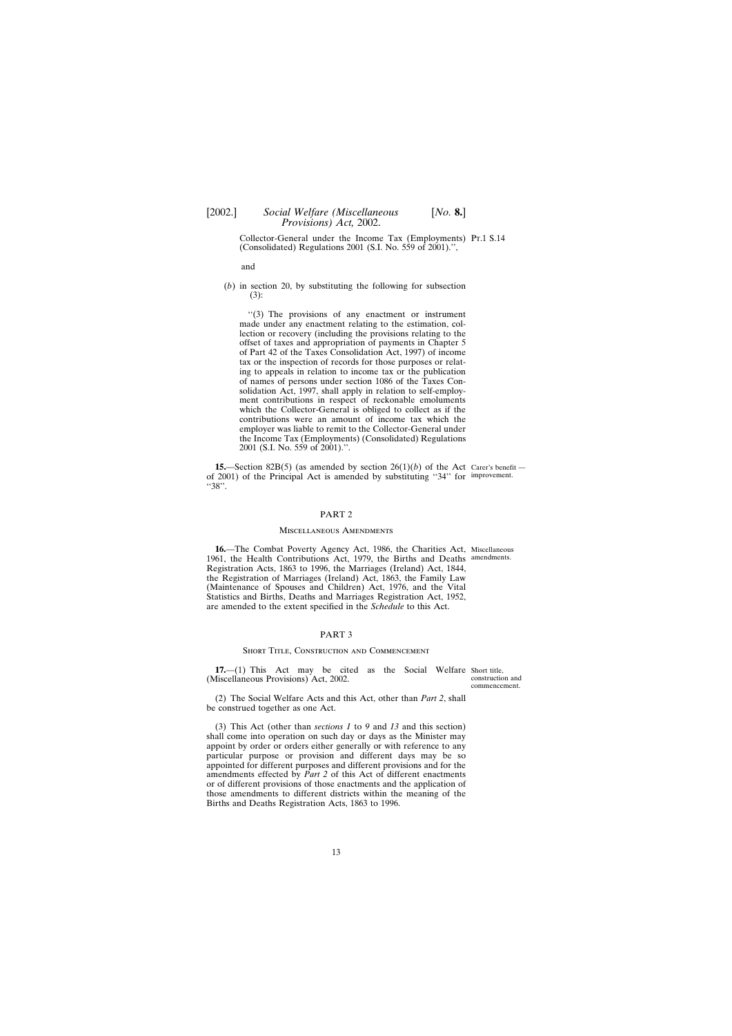Collector-General under the Income Tax (Employments) (Consolidated) Regulations 2001 (S.I. No. 559 of 2001).'',

and

(*b*) in section 20, by substituting the following for subsection (3):

''(3) The provisions of any enactment or instrument made under any enactment relating to the estimation, collection or recovery (including the provisions relating to the offset of taxes and appropriation of payments in Chapter 5 of Part 42 of the Taxes Consolidation Act, 1997) of income tax or the inspection of records for those purposes or relating to appeals in relation to income tax or the publication of names of persons under section 1086 of the Taxes Consolidation Act, 1997, shall apply in relation to self-employment contributions in respect of reckonable emoluments which the Collector-General is obliged to collect as if the contributions were an amount of income tax which the employer was liable to remit to the Collector-General under the Income Tax (Employments) (Consolidated) Regulations 2001 (S.I. No. 559 of 2001).''.

Carer's benefit — improvement.

**15.**—Section 82B(5) (as amended by section 26(1)(*b*) of the Act of 2001) of the Principal Act is amended by substituting ''34'' for ''38''.

## PART 2

### Miscellaneous Amendments

Miscellaneous amendments.

**16.**—The Combat Poverty Agency Act, 1986, the Charities Act, 1961, the Health Contributions Act, 1979, the Births and Deaths Registration Acts, 1863 to 1996, the Marriages (Ireland) Act, 1844, the Registration of Marriages (Ireland) Act, 1863, the Family Law (Maintenance of Spouses and Children) Act, 1976, and the Vital Statistics and Births, Deaths and Marriages Registration Act, 1952, are amended to the extent specified in the *Schedule* to this Act.

## PART 3

### Short Title, Construction and Commencement

Short title, construction and commencement.

**17.**—(1) This Act may be cited as the Social Welfare (Miscellaneous Provisions) Act, 2002.

(2) The Social Welfare Acts and this Act, other than *Part 2*, shall be construed together as one Act.

(3) This Act (other than *sections 1* to *9* and *13* and this section) shall come into operation on such day or days as the Minister may appoint by order or orders either generally or with reference to any particular purpose or provision and different days may be so appointed for different purposes and different provisions and for the amendments effected by *Part 2* of this Act of different enactments or of different provisions of those enactments and the application of those amendments to different districts within the meaning of the Births and Deaths Registration Acts, 1863 to 1996.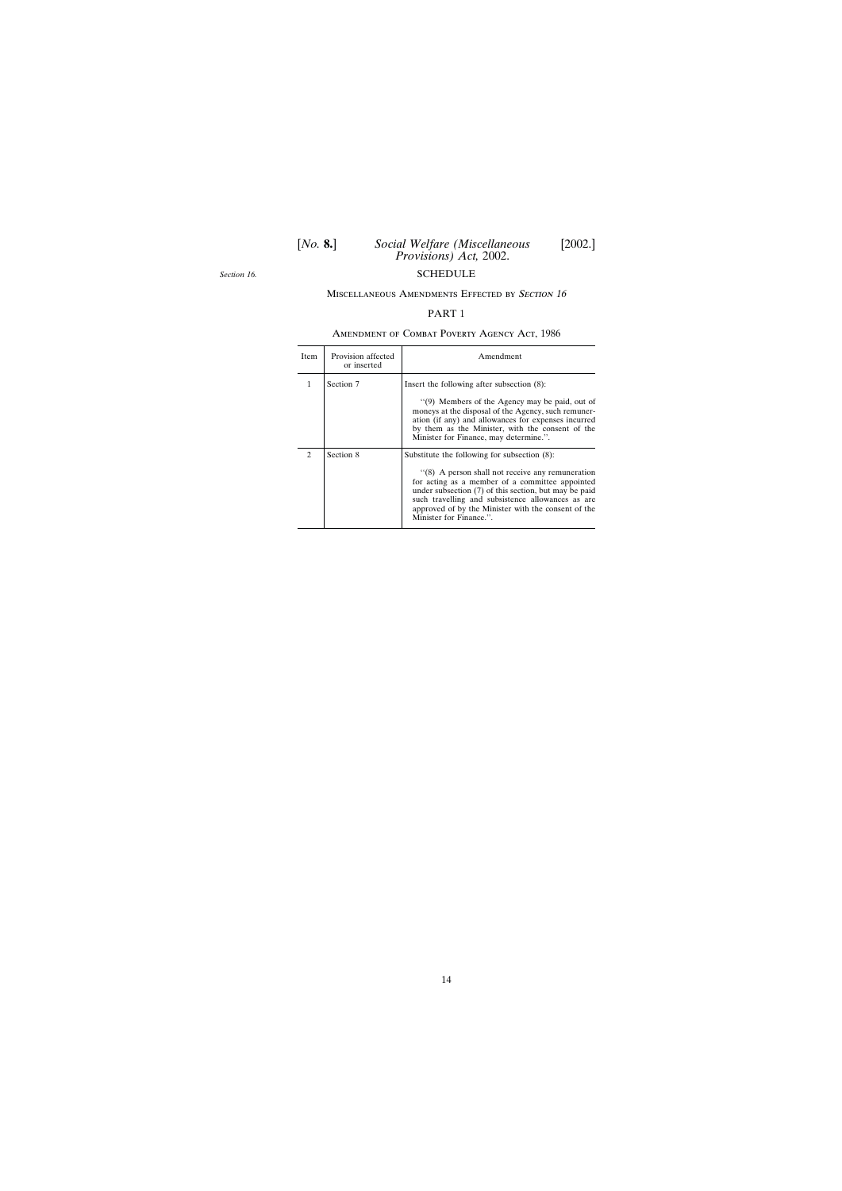*Section 16.*

## SCHEDULE

### Miscellaneous Amendments Effected by *Section 16*

### PART 1

### Amendment of Combat Poverty Agency Act, 1986

| Item | Provision affected or inserted | Amendment |
|---|---|---|
| 1 | Section 7 | Insert the following after subsection (8): ''(9) Members of the Agency may be paid, out of moneys at the disposal of the Agency, such remuneration (if any) and allowances for expenses incurred by them as the Minister, with the consent of the Minister for Finance, may determine.''. |
| 2 | Section 8 | Substitute the following for subsection (8): ''(8) A person shall not receive any remuneration for acting as a member of a committee appointed under subsection (7) of this section, but may be paid such travelling and subsistence allowances as are approved of by the Minister with the consent of the Minister for Finance.''. |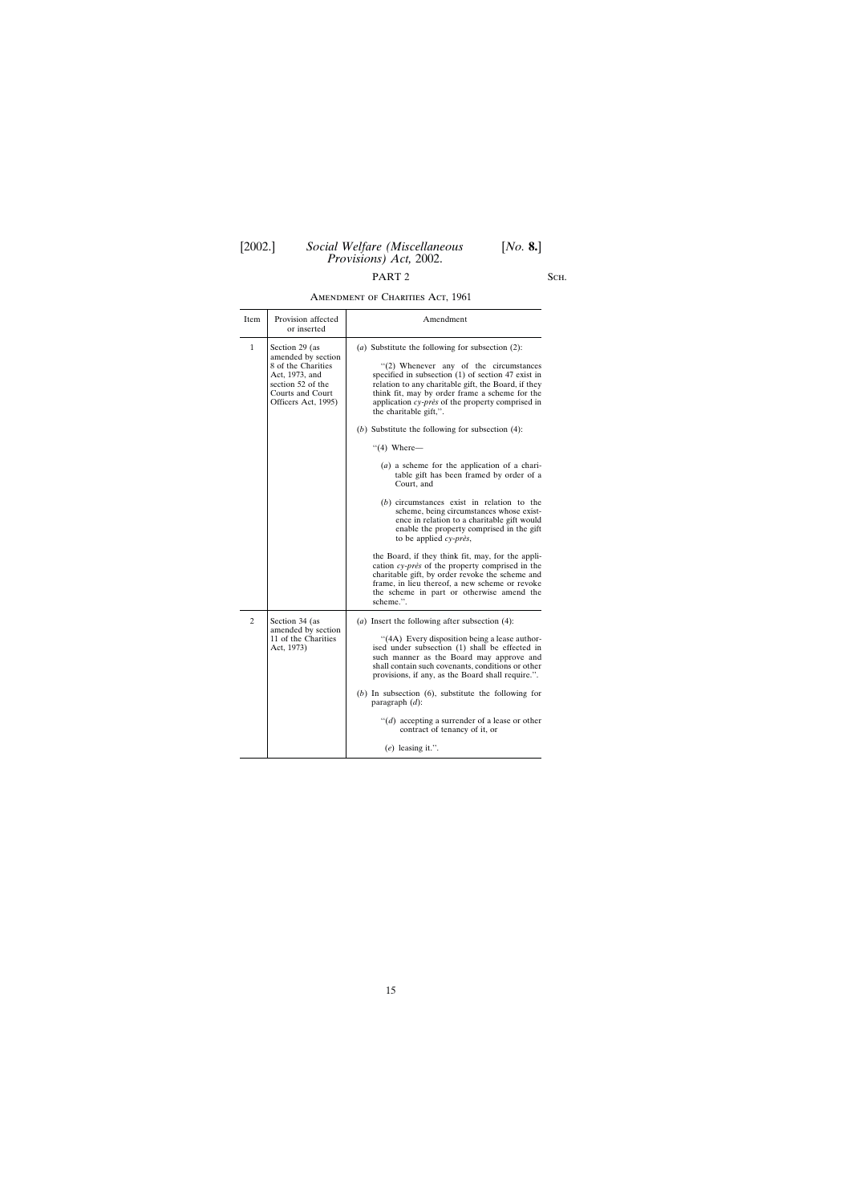## PART 2

### Amendment of Charities Act, 1961

| Item | Provision affected or inserted | Amendment |
|---|---|---|
| 1 | Section 29 (as amended by section 8 of the Charities Act, 1973, and section 52 of the Courts and Court Officers Act, 1995) | (*a*) Substitute the following for subsection (2): <br><br> "(2) Whenever any of the circumstances specified in subsection (1) of section 47 exist in relation to any charitable gift, the Board, if they think fit, may by order frame a scheme for the application *cy-près* of the property comprised in the charitable gift,". <br><br> (*b*) Substitute the following for subsection (4): <br><br> "(4) Where— <br><br> (*a*) a scheme for the application of a charitable gift has been framed by order of a Court, and <br><br> (*b*) circumstances exist in relation to the scheme, being circumstances whose existence in relation to a charitable gift would enable the property comprised in the gift to be applied *cy-près*, <br><br> the Board, if they think fit, may, for the application *cy-près* of the property comprised in the charitable gift, by order revoke the scheme and frame, in lieu thereof, a new scheme or revoke the scheme in part or otherwise amend the scheme.". |
| 2 | Section 34 (as amended by section 11 of the Charities Act, 1973) | (*a*) Insert the following after subsection (4): <br><br> "(4A) Every disposition being a lease authorised under subsection (1) shall be effected in such manner as the Board may approve and shall contain such covenants, conditions or other provisions, if any, as the Board shall require.". <br><br> (*b*) In subsection (6), substitute the following for paragraph (*d*): <br><br> "(*d*) accepting a surrender of a lease or other contract of tenancy of it, or <br><br> (*e*) leasing it.". |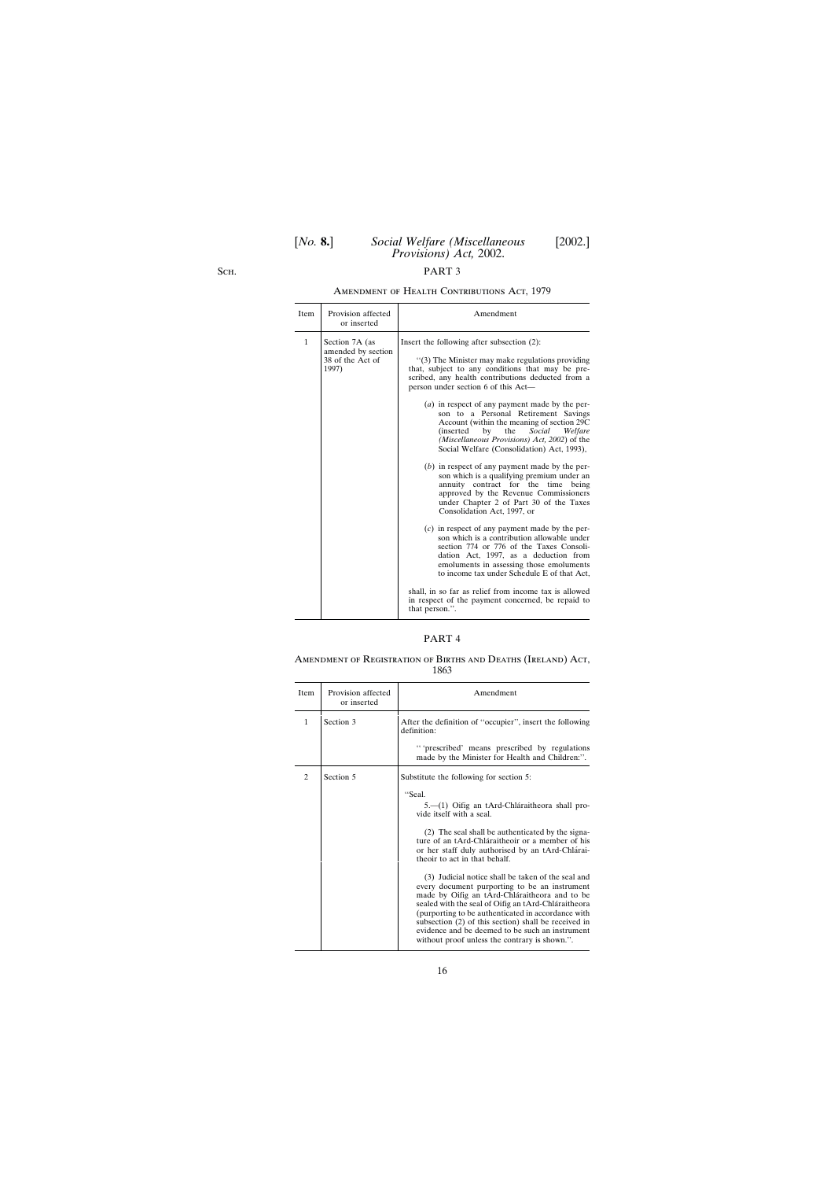## PART 3

### Amendment of Health Contributions Act, 1979

| Item | Provision affected or inserted | Amendment |
|---|---|---|
| 1 | Section 7A (as amended by section 38 of the Act of 1997) | Insert the following after subsection (2):<br><br>"(3) The Minister may make regulations providing that, subject to any conditions that may be prescribed, any health contributions deducted from a person under section 6 of this Act—<br><br>(*a*) in respect of any payment made by the person to a Personal Retirement Savings Account (within the meaning of section 29C (inserted by the *Social Welfare (Miscellaneous Provisions) Act, 2002*) of the Social Welfare (Consolidation) Act, 1993),<br><br>(*b*) in respect of any payment made by the person which is a qualifying premium under an annuity contract for the time being approved by the Revenue Commissioners under Chapter 2 of Part 30 of the Taxes Consolidation Act, 1997, or<br><br>(*c*) in respect of any payment made by the person which is a contribution allowable under section 774 or 776 of the Taxes Consolidation Act, 1997, as a deduction from emoluments in assessing those emoluments to income tax under Schedule E of that Act,<br><br>shall, in so far as relief from income tax is allowed in respect of the payment concerned, be repaid to that person.". |

## PART 4

### Amendment of Registration of Births and Deaths (Ireland) Act, 1863

| Item | Provision affected or inserted | Amendment |
|---|---|---|
| 1 | Section 3 | After the definition of "occupier", insert the following definition:<br><br>"'prescribed' means prescribed by regulations made by the Minister for Health and Children:". |
| 2 | Section 5 | Substitute the following for section 5:<br><br>"Seal.<br>5.—(1) Oifig an tArd-Chláraitheora shall provide itself with a seal.<br><br>(2) The seal shall be authenticated by the signature of an tArd-Chláraitheoir or a member of his or her staff duly authorised by an tArd-Chláraitheoir to act in that behalf.<br><br>(3) Judicial notice shall be taken of the seal and every document purporting to be an instrument made by Oifig an tArd-Chláraitheora and to be sealed with the seal of Oifig an tArd-Chláraitheora (purporting to be authenticated in accordance with subsection (2) of this section) shall be received in evidence and be deemed to be such an instrument without proof unless the contrary is shown.". |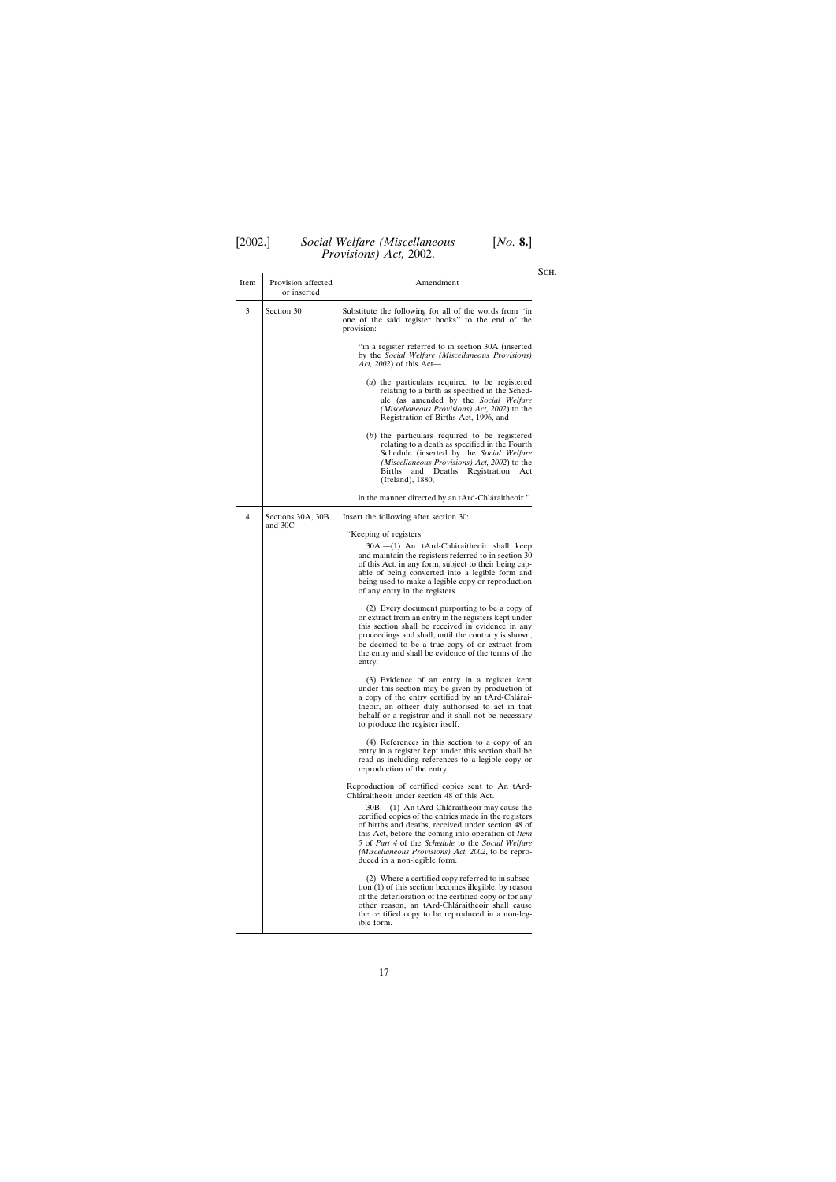| Item | Provision affected or inserted | Amendment |
|---|---|---|
| 3 | Section 30 | Substitute the following for all of the words from "in one of the said register books" to the end of the provision: "in a register referred to in section 30A (inserted by the *Social Welfare (Miscellaneous Provisions) Act, 2002*) of this Act— (*a*) the particulars required to be registered relating to a birth as specified in the Schedule (as amended by the *Social Welfare (Miscellaneous Provisions) Act, 2002*) to the Registration of Births Act, 1996, and (*b*) the particulars required to be registered relating to a death as specified in the Fourth Schedule (inserted by the *Social Welfare (Miscellaneous Provisions) Act, 2002*) to the Births and Deaths Registration Act (Ireland), 1880, in the manner directed by an tArd-Chláraitheoir.". |
| 4 | Sections 30A, 30B and 30C | Insert the following after section 30: "Keeping of registers. 30A.—(1) An tArd-Chláraitheoir shall keep and maintain the registers referred to in section 30 of this Act, in any form, subject to their being capable of being converted into a legible form and being used to make a legible copy or reproduction of any entry in the registers. (2) Every document purporting to be a copy of or extract from an entry in the registers kept under this section shall be received in evidence in any proceedings and shall, until the contrary is shown, be deemed to be a true copy of or extract from the entry and shall be evidence of the terms of the entry. (3) Evidence of an entry in a register kept under this section may be given by production of a copy of the entry certified by an tArd-Chláraitheoir, an officer duly authorised to act in that behalf or a registrar and it shall not be necessary to produce the register itself. (4) References in this section to a copy of an entry in a register kept under this section shall be read as including references to a legible copy or reproduction of the entry. Reproduction of certified copies sent to An tArd-Chláraitheoir under section 48 of this Act. 30B.—(1) An tArd-Chláraitheoir may cause the certified copies of the entries made in the registers of births and deaths, received under section 48 of this Act, before the coming into operation of *Item 5* of *Part 4* of the *Schedule* to the *Social Welfare (Miscellaneous Provisions) Act, 2002*, to be reproduced in a non-legible form. (2) Where a certified copy referred to in subsection (1) of this section becomes illegible, by reason of the deterioration of the certified copy or for any other reason, an tArd-Chláraitheoir shall cause the certified copy to be reproduced in a non-legible form. |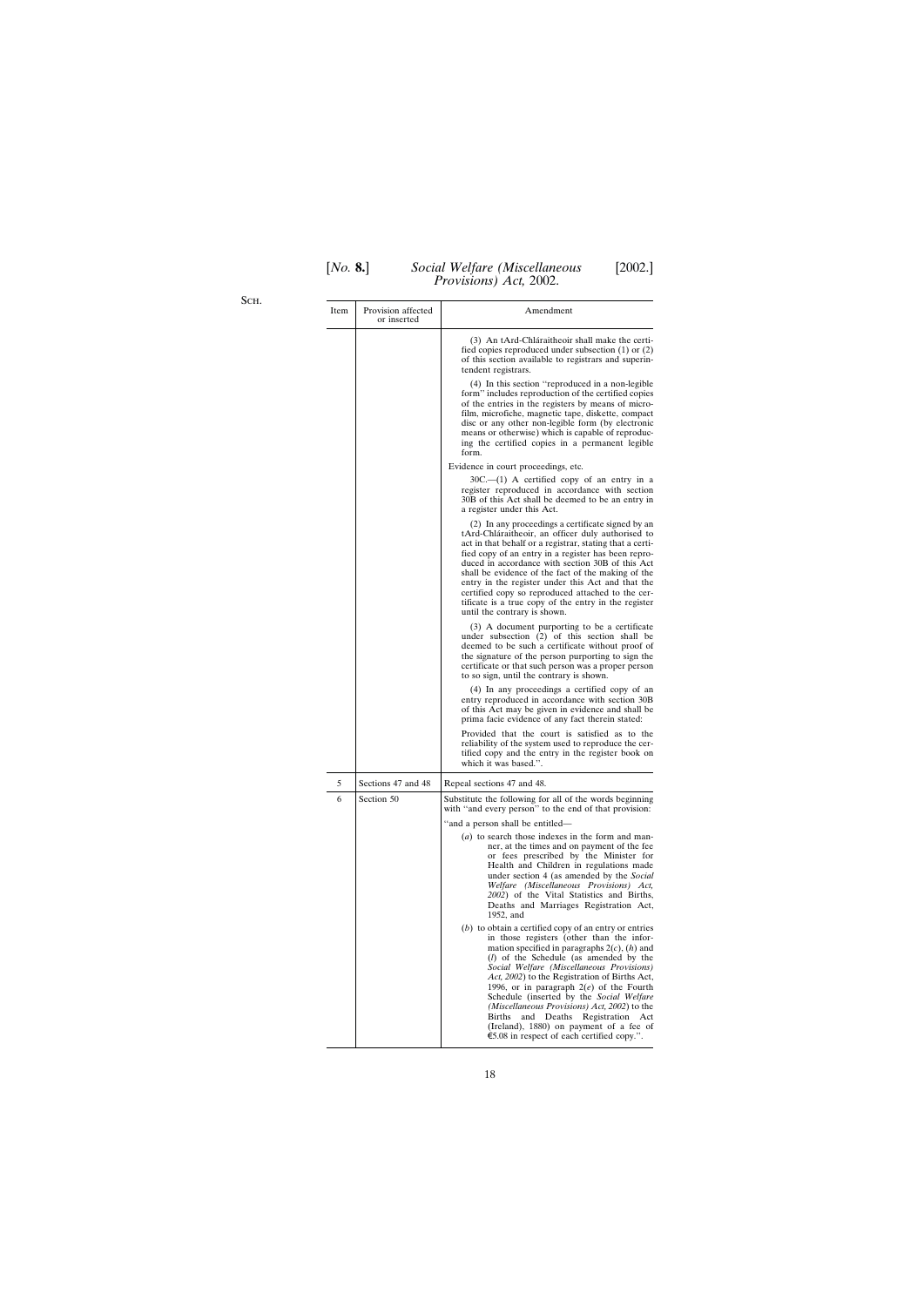| Item | Provision affected or inserted | Amendment |
|---|---|---|
| | | (3) An tArd-Chláraitheoir shall make the certified copies reproduced under subsection (1) or (2) of this section available to registrars and superintendent registrars.<br><br>(4) In this section ''reproduced in a non-legible form'' includes reproduction of the certified copies of the entries in the registers by means of microfilm, microfiche, magnetic tape, diskette, compact disc or any other non-legible form (by electronic means or otherwise) which is capable of reproducing the certified copies in a permanent legible form.<br><br>Evidence in court proceedings, etc.<br><br>30C.—(1) A certified copy of an entry in a register reproduced in accordance with section 30B of this Act shall be deemed to be an entry in a register under this Act.<br><br>(2) In any proceedings a certificate signed by an tArd-Chláraitheoir, an officer duly authorised to act in that behalf or a registrar, stating that a certified copy of an entry in a register has been reproduced in accordance with section 30B of this Act shall be evidence of the fact of the making of the entry in the register under this Act and that the certified copy so reproduced attached to the certificate is a true copy of the entry in the register until the contrary is shown.<br><br>(3) A document purporting to be a certificate under subsection (2) of this section shall be deemed to be such a certificate without proof of the signature of the person purporting to sign the certificate or that such person was a proper person to so sign, until the contrary is shown.<br><br>(4) In any proceedings a certified copy of an entry reproduced in accordance with section 30B of this Act may be given in evidence and shall be prima facie evidence of any fact therein stated:<br><br>Provided that the court is satisfied as to the reliability of the system used to reproduce the certified copy and the entry in the register book on which it was based.''. |
| 5 | Sections 47 and 48 | Repeal sections 47 and 48. |
| 6 | Section 50 | Substitute the following for all of the words beginning with ''and every person'' to the end of that provision:<br><br>''and a person shall be entitled—<br><br>(*a*) to search those indexes in the form and manner, at the times and on payment of the fee or fees prescribed by the Minister for Health and Children in regulations made under section 4 (as amended by the *Social Welfare (Miscellaneous Provisions) Act, 2002*) of the Vital Statistics and Births, Deaths and Marriages Registration Act, 1952, and<br><br>(*b*) to obtain a certified copy of an entry or entries in those registers (other than the information specified in paragraphs 2(*c*), (*h*) and (*l*) of the Schedule (as amended by the *Social Welfare (Miscellaneous Provisions) Act, 2002*) to the Registration of Births Act, 1996, or in paragraph 2(*e*) of the Fourth Schedule (inserted by the *Social Welfare (Miscellaneous Provisions) Act, 2002*) to the Births and Deaths Registration Act (Ireland), 1880) on payment of a fee of €5.08 in respect of each certified copy.''. |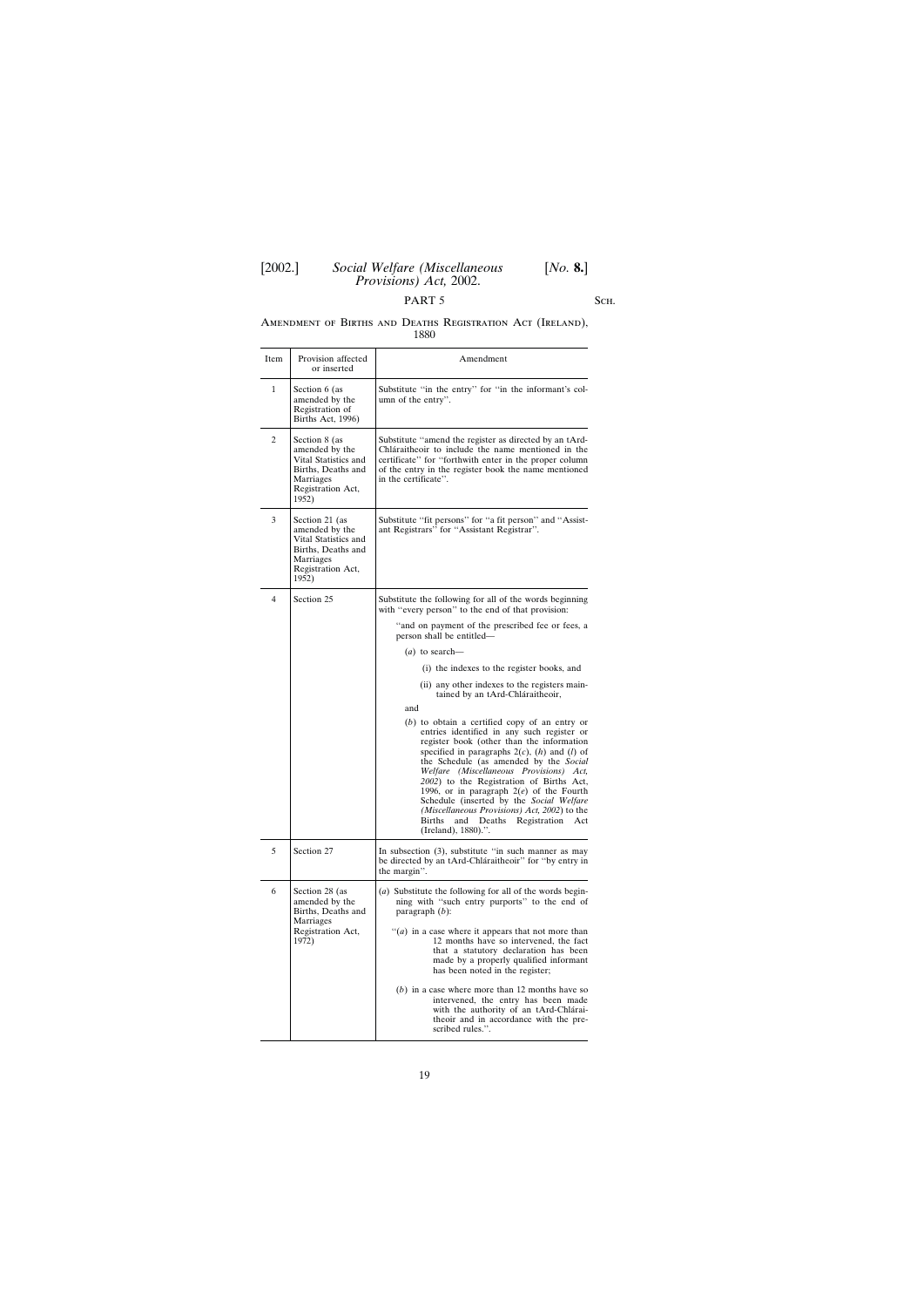PART 5

Amendment of Births and Deaths Registration Act (Ireland), 1880

| Item | Provision affected or inserted | Amendment |
|---|---|---|
| 1 | Section 6 (as amended by the Registration of Births Act, 1996) | Substitute ''in the entry'' for ''in the informant's column of the entry''. |
| 2 | Section 8 (as amended by the Vital Statistics and Births, Deaths and Marriages Registration Act, 1952) | Substitute ''amend the register as directed by an tArd-Chláraitheoir to include the name mentioned in the certificate'' for ''forthwith enter in the proper column of the entry in the register book the name mentioned in the certificate''. |
| 3 | Section 21 (as amended by the Vital Statistics and Births, Deaths and Marriages Registration Act, 1952) | Substitute ''fit persons'' for ''a fit person'' and ''Assistant Registrars'' for ''Assistant Registrar''. |
| 4 | Section 25 | Substitute the following for all of the words beginning with ''every person'' to the end of that provision: ''and on payment of the prescribed fee or fees, a person shall be entitled— (*a*) to search— (i) the indexes to the register books, and (ii) any other indexes to the registers maintained by an tArd-Chláraitheoir, and (*b*) to obtain a certified copy of an entry or entries identified in any such register or register book (other than the information specified in paragraphs 2(*c*), (*h*) and (*l*) of the Schedule (as amended by the *Social Welfare (Miscellaneous Provisions) Act, 2002*) to the Registration of Births Act, 1996, or in paragraph 2(*e*) of the Fourth Schedule (inserted by the *Social Welfare (Miscellaneous Provisions) Act, 2002*) to the Births and Deaths Registration Act (Ireland), 1880).''. |
| 5 | Section 27 | In subsection (3), substitute ''in such manner as may be directed by an tArd-Chláraitheoir'' for ''by entry in the margin''. |
| 6 | Section 28 (as amended by the Births, Deaths and Marriages Registration Act, 1972) | (*a*) Substitute the following for all of the words beginning with ''such entry purports'' to the end of paragraph (*b*): ''(*a*) in a case where it appears that not more than 12 months have so intervened, the fact that a statutory declaration has been made by a properly qualified informant has been noted in the register; (*b*) in a case where more than 12 months have so intervened, the entry has been made with the authority of an tArd-Chláraitheoir and in accordance with the prescribed rules.''. |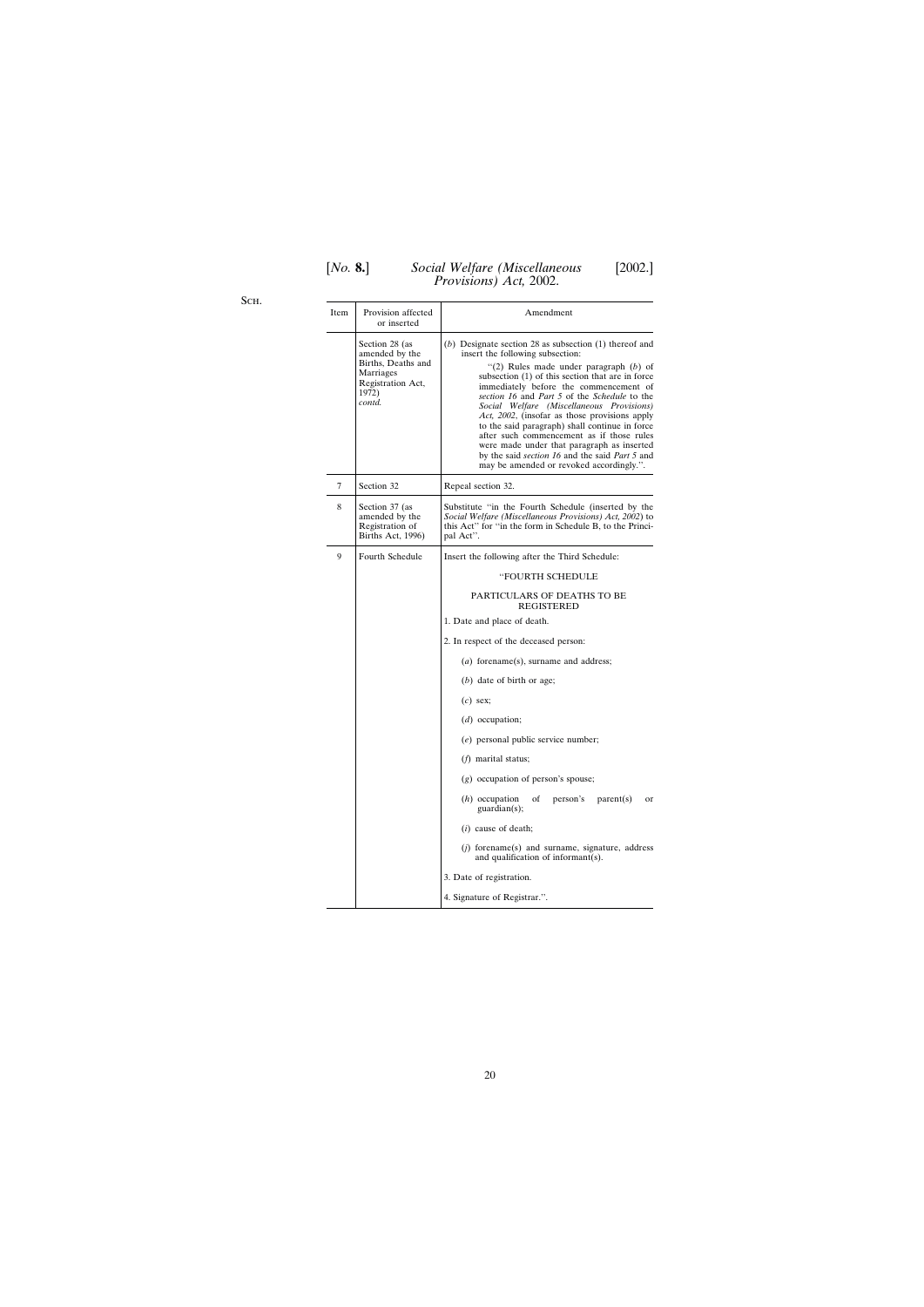Sch.

| Item | Provision affected or inserted | Amendment |
|---|---|---|
| | Section 28 (as amended by the Births, Deaths and Marriages Registration Act, 1972) *contd.* | (*b*) Designate section 28 as subsection (1) thereof and insert the following subsection: ''(2) Rules made under paragraph (*b*) of subsection (1) of this section that are in force immediately before the commencement of *section 16* and *Part 5* of the *Schedule* to the *Social Welfare (Miscellaneous Provisions) Act, 2002*, (insofar as those provisions apply to the said paragraph) shall continue in force after such commencement as if those rules were made under that paragraph as inserted by the said *section 16* and the said *Part 5* and may be amended or revoked accordingly.''. |
| 7 | Section 32 | Repeal section 32. |
| 8 | Section 37 (as amended by the Registration of Births Act, 1996) | Substitute ''in the Fourth Schedule (inserted by the *Social Welfare (Miscellaneous Provisions) Act, 2002*) to this Act'' for ''in the form in Schedule B, to the Principal Act''. |
| 9 | Fourth Schedule | Insert the following after the Third Schedule: ''FOURTH SCHEDULE<br>PARTICULARS OF DEATHS TO BE REGISTERED<br>1. Date and place of death.<br>2. In respect of the deceased person:<br>(*a*) forename(s), surname and address;<br>(*b*) date of birth or age;<br>(*c*) sex;<br>(*d*) occupation;<br>(*e*) personal public service number;<br>(*f*) marital status;<br>(*g*) occupation of person's spouse;<br>(*h*) occupation of person's parent(s) or guardian(s);<br>(*i*) cause of death;<br>(*j*) forename(s) and surname, signature, address and qualification of informant(s).<br>3. Date of registration.<br>4. Signature of Registrar.''. |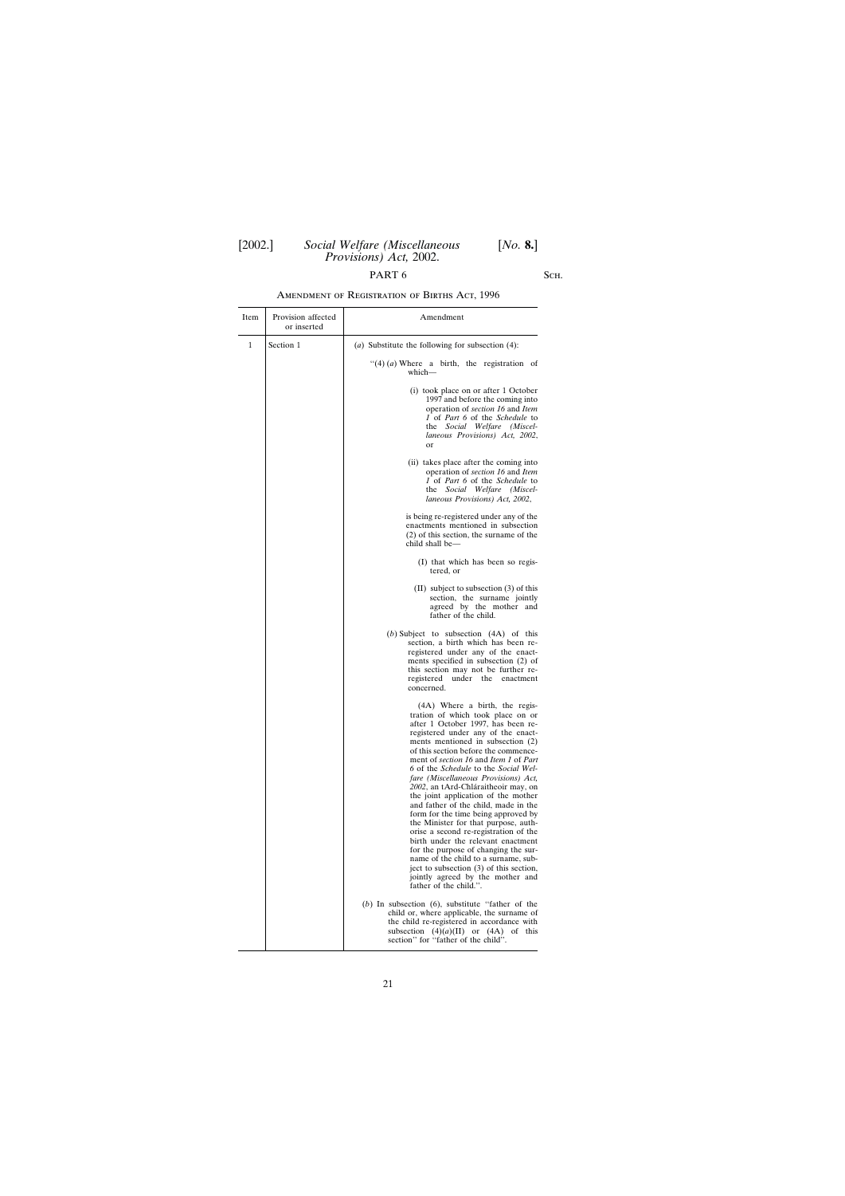PART 6

AMENDMENT OF REGISTRATION OF BIRTHS ACT, 1996

| Item | Provision affected or inserted | Amendment |
|---|---|---|
| 1 | Section 1 | (*a*) Substitute the following for subsection (4):<br><br>"(4) (*a*) Where a birth, the registration of which—<br><br>(i) took place on or after 1 October 1997 and before the coming into operation of *section 16* and *Item 1* of *Part 6* of the *Schedule* to the *Social Welfare (Miscellaneous Provisions) Act, 2002*, or<br><br>(ii) takes place after the coming into operation of *section 16* and *Item 1* of *Part 6* of the *Schedule* to the *Social Welfare (Miscellaneous Provisions) Act, 2002*,<br><br>is being re-registered under any of the enactments mentioned in subsection (2) of this section, the surname of the child shall be—<br><br>(I) that which has been so registered, or<br><br>(II) subject to subsection (3) of this section, the surname jointly agreed by the mother and father of the child.<br><br>(*b*) Subject to subsection (4A) of this section, a birth which has been re-registered under any of the enactments specified in subsection (2) of this section may not be further re-registered under the enactment concerned.<br><br>(4A) Where a birth, the registration of which took place on or after 1 October 1997, has been re-registered under any of the enactments mentioned in subsection (2) of this section before the commencement of *section 16* and *Item 1* of *Part 6* of the *Schedule* to the *Social Welfare (Miscellaneous Provisions) Act, 2002*, an tArd-Chláraitheoir may, on the joint application of the mother and father of the child, made in the form for the time being approved by the Minister for that purpose, authorise a second re-registration of the birth under the relevant enactment for the purpose of changing the surname of the child to a surname, subject to subsection (3) of this section, jointly agreed by the mother and father of the child.".<br><br>(*b*) In subsection (6), substitute "father of the child or, where applicable, the surname of the child re-registered in accordance with subsection (4)(*a*)(II) or (4A) of this section" for "father of the child". |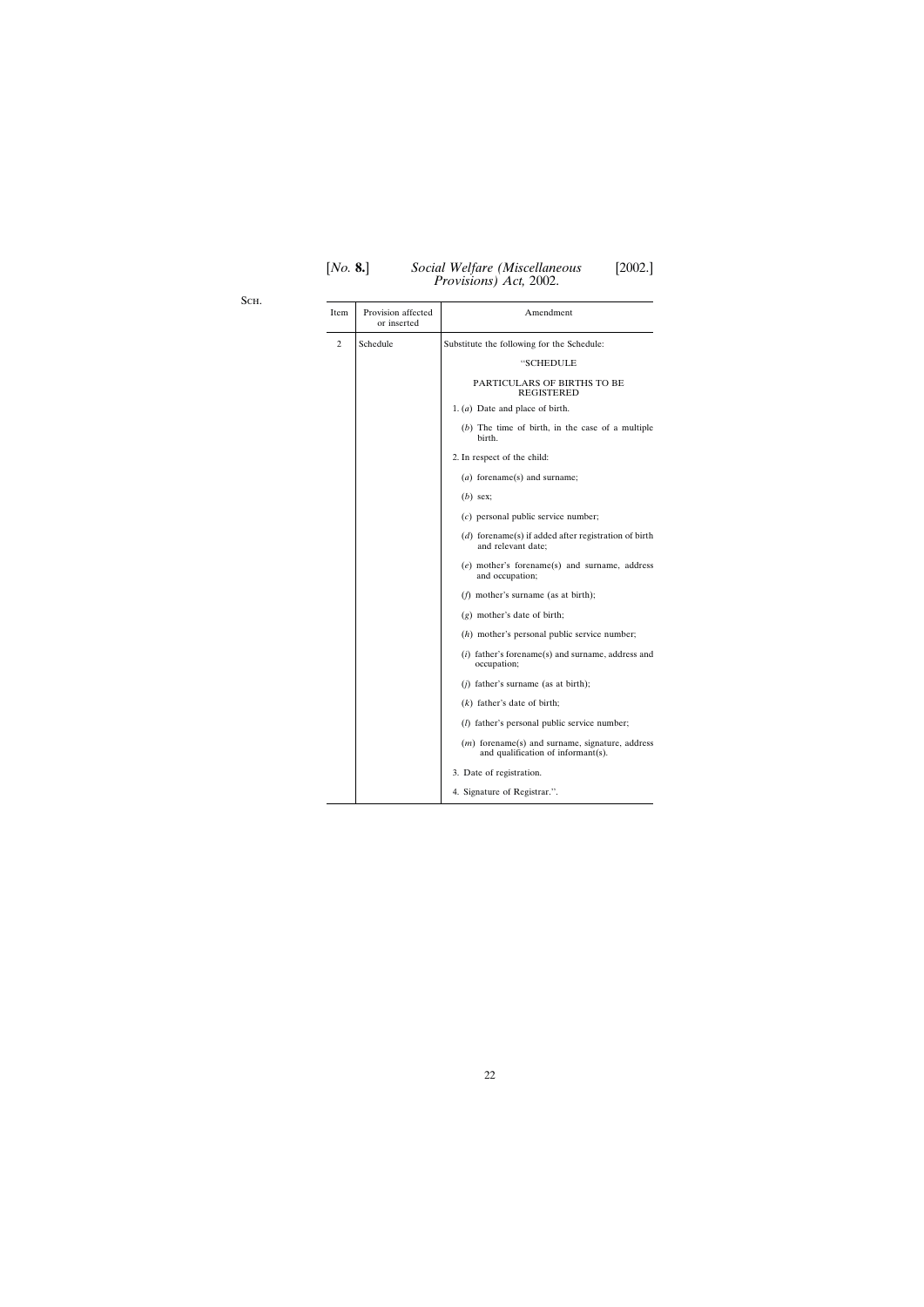Sch.

| Item | Provision affected or inserted | Amendment |
|---|---|---|
| 2 | Schedule | Substitute the following for the Schedule:<br><br>"SCHEDULE<br><br>PARTICULARS OF BIRTHS TO BE REGISTERED<br><br>1. (*a*) Date and place of birth.<br><br>(*b*) The time of birth, in the case of a multiple birth.<br><br>2. In respect of the child:<br><br>(*a*) forename(s) and surname;<br><br>(*b*) sex;<br><br>(*c*) personal public service number;<br><br>(*d*) forename(s) if added after registration of birth and relevant date;<br><br>(*e*) mother's forename(s) and surname, address and occupation;<br><br>(*f*) mother's surname (as at birth);<br><br>(*g*) mother's date of birth;<br><br>(*h*) mother's personal public service number;<br><br>(*i*) father's forename(s) and surname, address and occupation;<br><br>(*j*) father's surname (as at birth);<br><br>(*k*) father's date of birth;<br><br>(*l*) father's personal public service number;<br><br>(*m*) forename(s) and surname, signature, address and qualification of informant(s).<br><br>3. Date of registration.<br><br>4. Signature of Registrar.". |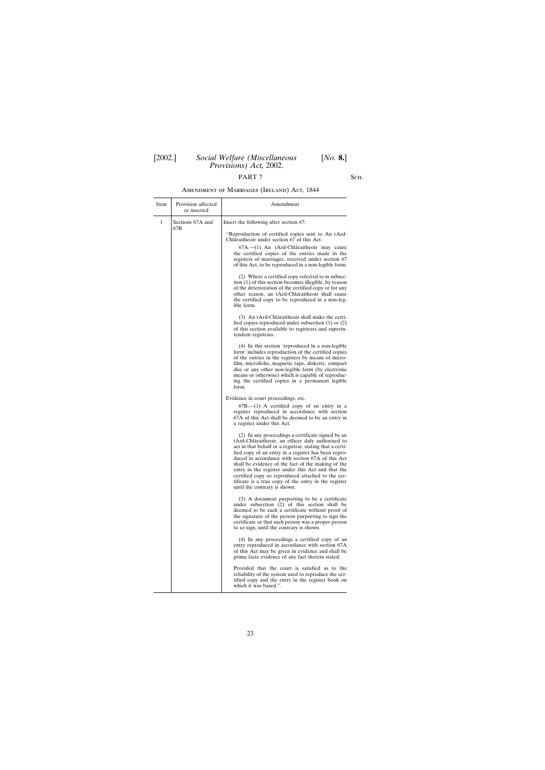PART 7

Sch.

Amendment of Marriages (Ireland) Act, 1844

| Item | Provision affected or inserted | Amendment |
|---|---|---|
| 1 | Sections 67A and 67B | Insert the following after section 67:<br><br>"Reproduction of certified copies sent to An tArd-Chláraitheoir under section 67 of this Act.<br><br>67A.—(1) An tArd-Chláraitheoir may cause the certified copies of the entries made in the registers of marriages, received under section 67 of this Act, to be reproduced in a non-legible form.<br><br>(2) Where a certified copy referred to in subsection (1) of this section becomes illegible, by reason of the deterioration of the certified copy or for any other reason, an tArd-Chláraitheoir shall cause the certified copy to be reproduced in a non-legible form.<br><br>(3) An tArd-Chláraitheoir shall make the certified copies reproduced under subsection (1) or (2) of this section available to registrars and superintendent registrars.<br><br>(4) In this section 'reproduced in a non-legible form' includes reproduction of the certified copies of the entries in the registers by means of microfilm, microfiche, magnetic tape, diskette, compact disc or any other non-legible form (by electronic means or otherwise) which is capable of reproducing the certified copies in a permanent legible form.<br><br>Evidence in court proceedings, etc.<br><br>67B.—(1) A certified copy of an entry in a register reproduced in accordance with section 67A of this Act shall be deemed to be an entry in a register under this Act.<br><br>(2) In any proceedings a certificate signed by an tArd-Chláraitheoir, an officer duly authorised to act in that behalf or a registrar, stating that a certified copy of an entry in a register has been reproduced in accordance with section 67A of this Act shall be evidence of the fact of the making of the entry in the register under this Act and that the certified copy so reproduced attached to the certificate is a true copy of the entry in the register until the contrary is shown.<br><br>(3) A document purporting to be a certificate under subsection (2) of this section shall be deemed to be such a certificate without proof of the signature of the person purporting to sign the certificate or that such person was a proper person to so sign, until the contrary is shown.<br><br>(4) In any proceedings a certified copy of an entry reproduced in accordance with section 67A of this Act may be given in evidence and shall be prima facie evidence of any fact therein stated:<br><br>Provided that the court is satisfied as to the reliability of the system used to reproduce the certified copy and the entry in the register book on which it was based.". |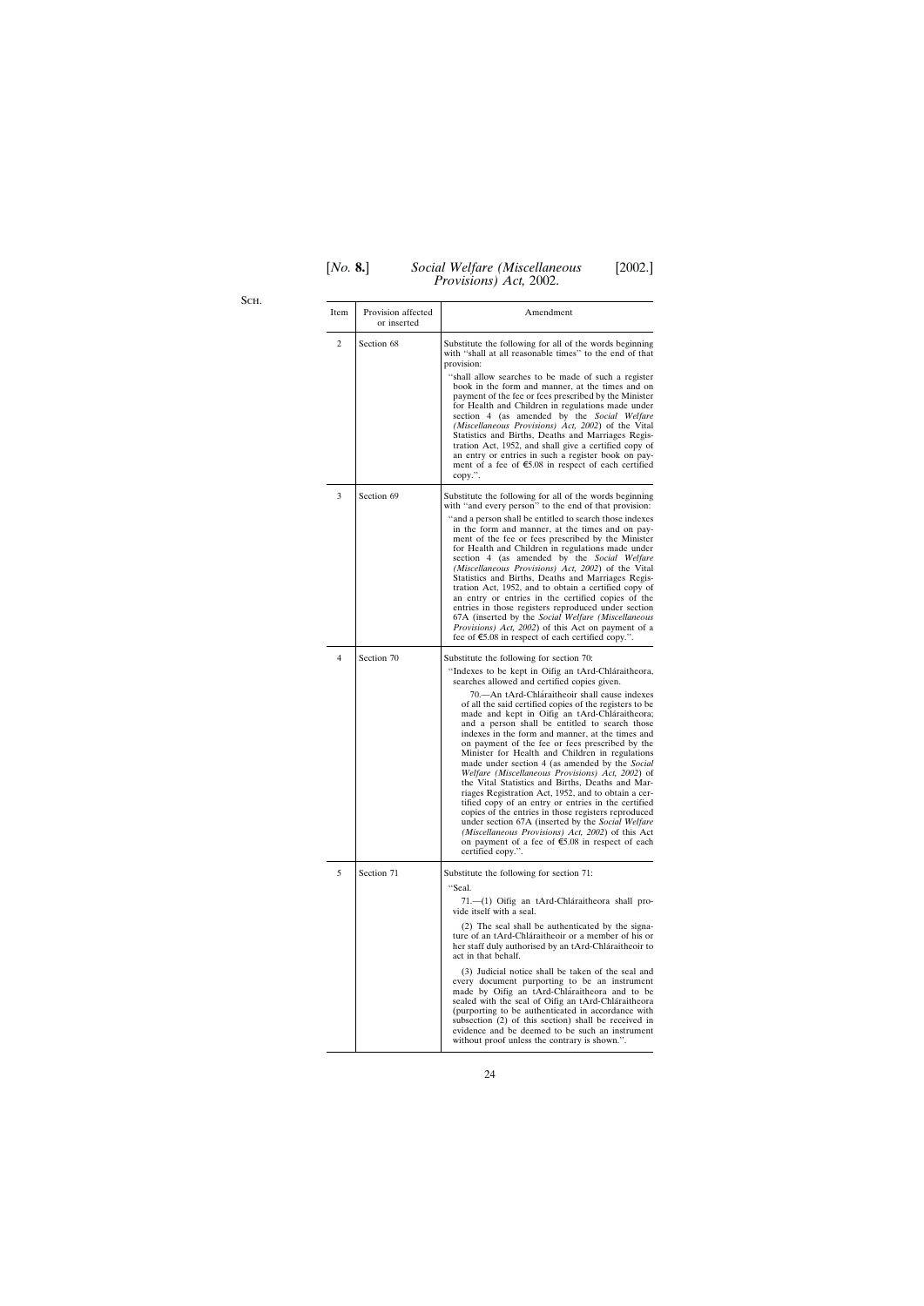Sch.

| Item | Provision affected or inserted | Amendment |
|---|---|---|
| 2 | Section 68 | Substitute the following for all of the words beginning with "shall at all reasonable times" to the end of that provision: "shall allow searches to be made of such a register book in the form and manner, at the times and on payment of the fee or fees prescribed by the Minister for Health and Children in regulations made under section 4 (as amended by the *Social Welfare (Miscellaneous Provisions) Act, 2002*) of the Vital Statistics and Births, Deaths and Marriages Registration Act, 1952, and shall give a certified copy of an entry or entries in such a register book on payment of a fee of €5.08 in respect of each certified copy.". |
| 3 | Section 69 | Substitute the following for all of the words beginning with "and every person" to the end of that provision: "and a person shall be entitled to search those indexes in the form and manner, at the times and on payment of the fee or fees prescribed by the Minister for Health and Children in regulations made under section 4 (as amended by the *Social Welfare (Miscellaneous Provisions) Act, 2002*) of the Vital Statistics and Births, Deaths and Marriages Registration Act, 1952, and to obtain a certified copy of an entry or entries in the certified copies of the entries in those registers reproduced under section 67A (inserted by the *Social Welfare (Miscellaneous Provisions) Act, 2002*) of this Act on payment of a fee of €5.08 in respect of each certified copy.". |
| 4 | Section 70 | Substitute the following for section 70: "Indexes to be kept in Oifig an tArd-Chláraitheora, searches allowed and certified copies given. 70.—An tArd-Chláraitheoir shall cause indexes of all the said certified copies of the registers to be made and kept in Oifig an tArd-Chláraitheora; and a person shall be entitled to search those indexes in the form and manner, at the times and on payment of the fee or fees prescribed by the Minister for Health and Children in regulations made under section 4 (as amended by the *Social Welfare (Miscellaneous Provisions) Act, 2002*) of the Vital Statistics and Births, Deaths and Marriages Registration Act, 1952, and to obtain a certified copy of an entry or entries in the certified copies of the entries in those registers reproduced under section 67A (inserted by the *Social Welfare (Miscellaneous Provisions) Act, 2002*) of this Act on payment of a fee of €5.08 in respect of each certified copy.". |
| 5 | Section 71 | Substitute the following for section 71: "Seal. 71.—(1) Oifig an tArd-Chláraitheora shall provide itself with a seal. (2) The seal shall be authenticated by the signature of an tArd-Chláraitheoir or a member of his or her staff duly authorised by an tArd-Chláraitheoir to act in that behalf. (3) Judicial notice shall be taken of the seal and every document purporting to be an instrument made by Oifig an tArd-Chláraitheora and to be sealed with the seal of Oifig an tArd-Chláraitheora (purporting to be authenticated in accordance with subsection (2) of this section) shall be received in evidence and be deemed to be such an instrument without proof unless the contrary is shown.". |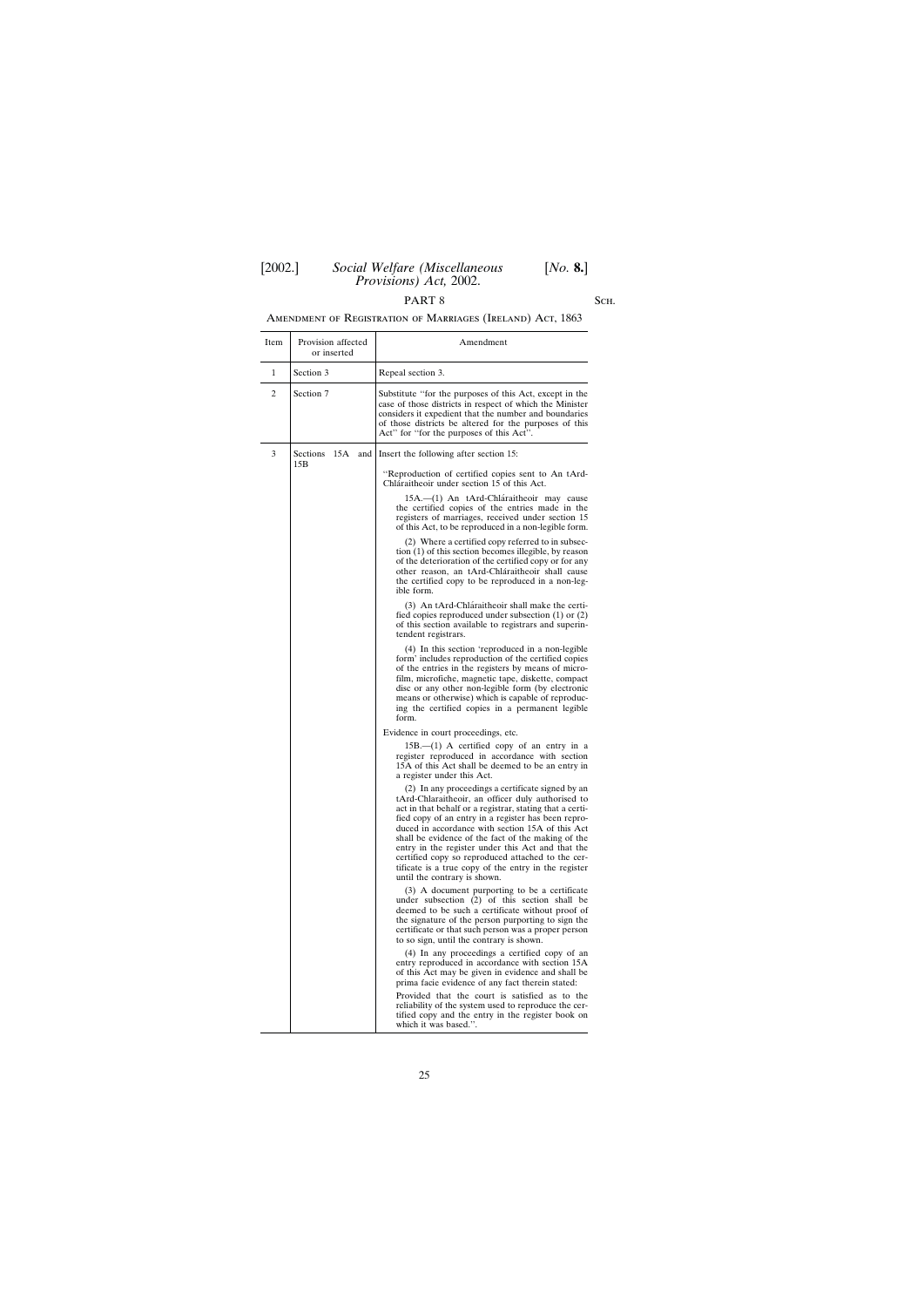PART 8

Amendment of Registration of Marriages (Ireland) Act, 1863

| Item | Provision affected or inserted | Amendment |
|---|---|---|
| 1 | Section 3 | Repeal section 3. |
| 2 | Section 7 | Substitute "for the purposes of this Act, except in the case of those districts in respect of which the Minister considers it expedient that the number and boundaries of those districts be altered for the purposes of this Act" for "for the purposes of this Act". |
| 3 | Sections 15A and 15B | Insert the following after section 15: "Reproduction of certified copies sent to An tArd-Chláraitheoir under section 15 of this Act. 15A.—(1) An tArd-Chláraitheoir may cause the certified copies of the entries made in the registers of marriages, received under section 15 of this Act, to be reproduced in a non-legible form. (2) Where a certified copy referred to in subsection (1) of this section becomes illegible, by reason of the deterioration of the certified copy or for any other reason, an tArd-Chláraitheoir shall cause the certified copy to be reproduced in a non-legible form. (3) An tArd-Chláraitheoir shall make the certified copies reproduced under subsection (1) or (2) of this section available to registrars and superintendent registrars. (4) In this section 'reproduced in a non-legible form' includes reproduction of the certified copies of the entries in the registers by means of microfilm, microfiche, magnetic tape, diskette, compact disc or any other non-legible form (by electronic means or otherwise) which is capable of reproducing the certified copies in a permanent legible form. Evidence in court proceedings, etc. 15B.—(1) A certified copy of an entry in a register reproduced in accordance with section 15A of this Act shall be deemed to be an entry in a register under this Act. (2) In any proceedings a certificate signed by an tArd-Chlaraitheoir, an officer duly authorised to act in that behalf or a registrar, stating that a certified copy of an entry in a register has been reproduced in accordance with section 15A of this Act shall be evidence of the fact of the making of the entry in the register under this Act and that the certified copy so reproduced attached to the certificate is a true copy of the entry in the register until the contrary is shown. (3) A document purporting to be a certificate under subsection (2) of this section shall be deemed to be such a certificate without proof of the signature of the person purporting to sign the certificate or that such person was a proper person to so sign, until the contrary is shown. (4) In any proceedings a certified copy of an entry reproduced in accordance with section 15A of this Act may be given in evidence and shall be prima facie evidence of any fact therein stated: Provided that the court is satisfied as to the reliability of the system used to reproduce the certified copy and the entry in the register book on which it was based.". |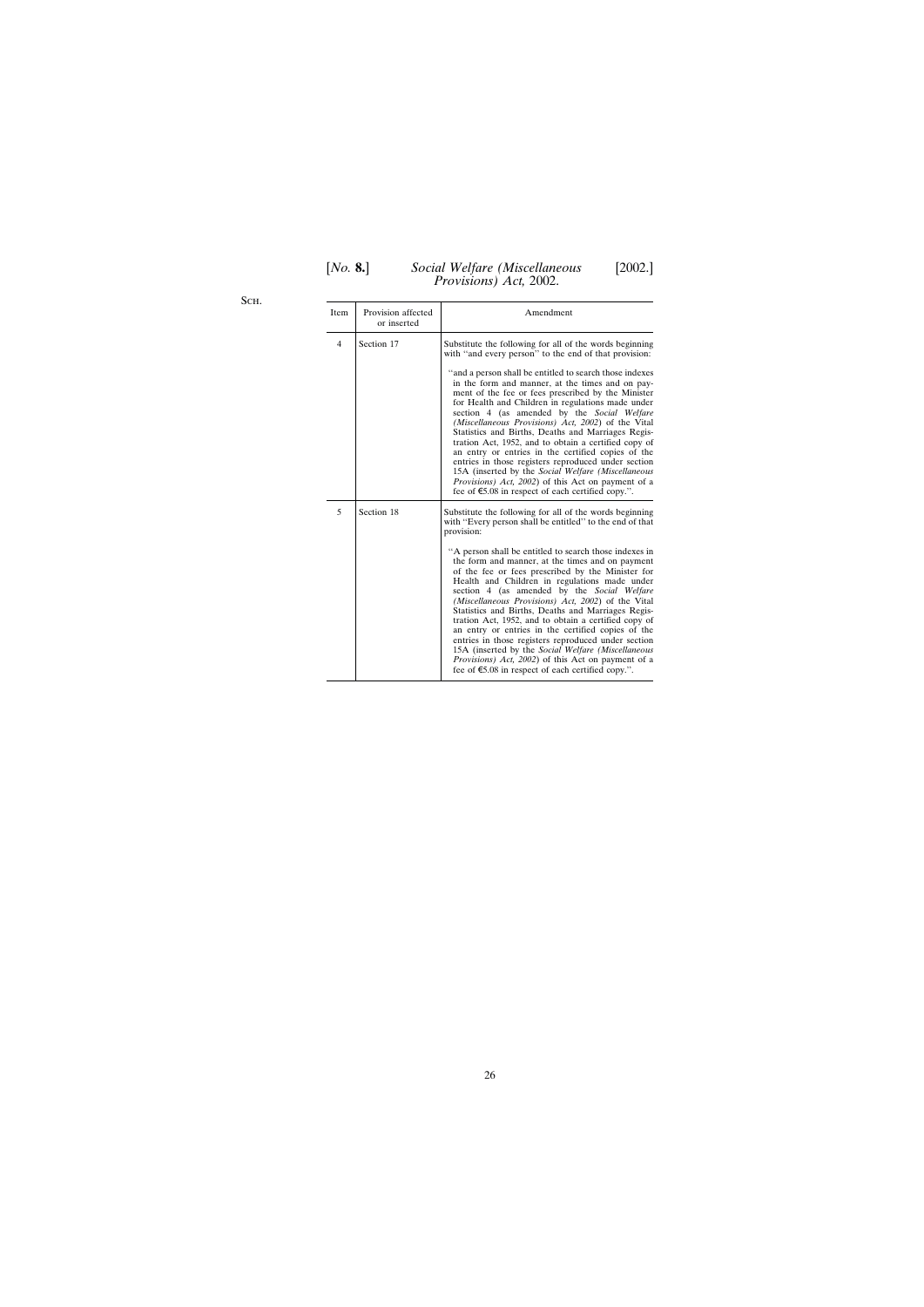Sch.

| Item | Provision affected or inserted | Amendment |
|---|---|---|
| 4 | Section 17 | Substitute the following for all of the words beginning with ''and every person'' to the end of that provision: ''and a person shall be entitled to search those indexes in the form and manner, at the times and on payment of the fee or fees prescribed by the Minister for Health and Children in regulations made under section 4 (as amended by the *Social Welfare (Miscellaneous Provisions) Act, 2002*) of the Vital Statistics and Births, Deaths and Marriages Registration Act, 1952, and to obtain a certified copy of an entry or entries in the certified copies of the entries in those registers reproduced under section 15A (inserted by the *Social Welfare (Miscellaneous Provisions) Act, 2002*) of this Act on payment of a fee of €5.08 in respect of each certified copy.''. |
| 5 | Section 18 | Substitute the following for all of the words beginning with ''Every person shall be entitled'' to the end of that provision: ''A person shall be entitled to search those indexes in the form and manner, at the times and on payment of the fee or fees prescribed by the Minister for Health and Children in regulations made under section 4 (as amended by the *Social Welfare (Miscellaneous Provisions) Act, 2002*) of the Vital Statistics and Births, Deaths and Marriages Registration Act, 1952, and to obtain a certified copy of an entry or entries in the certified copies of the entries in those registers reproduced under section 15A (inserted by the *Social Welfare (Miscellaneous Provisions) Act, 2002*) of this Act on payment of a fee of €5.08 in respect of each certified copy.''. |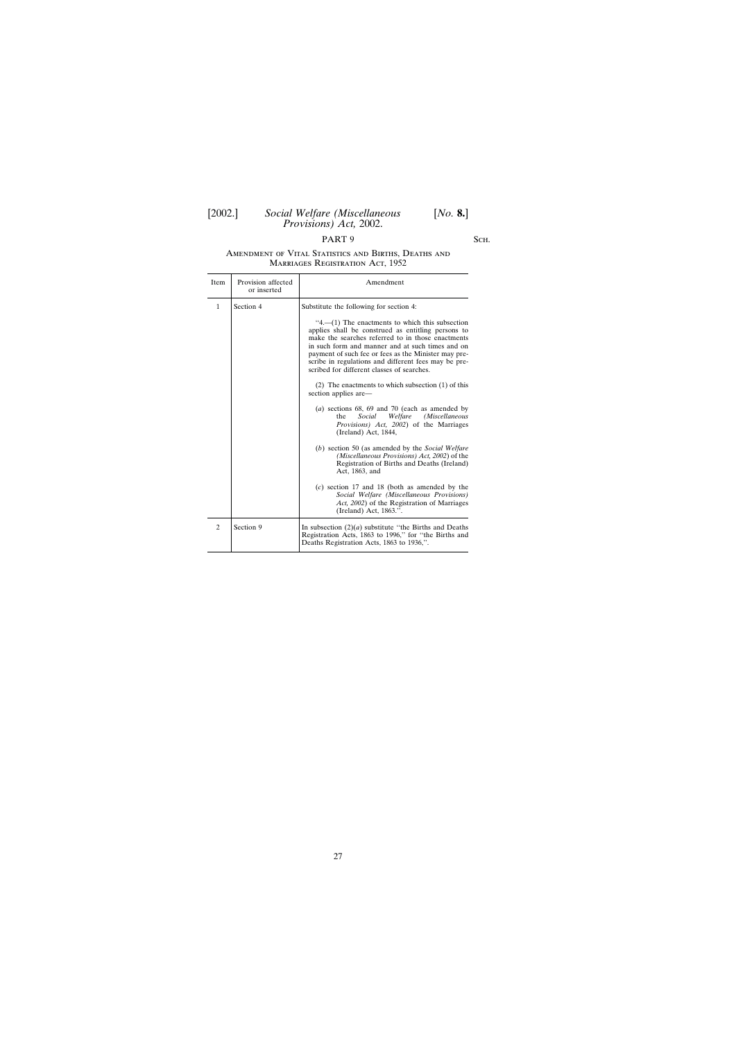PART 9

Sch.

AMENDMENT OF VITAL STATISTICS AND BIRTHS, DEATHS AND MARRIAGES REGISTRATION ACT, 1952

| Item | Provision affected or inserted | Amendment |
|---|---|---|
| 1 | Section 4 | Substitute the following for section 4:<br><br>"4.—(1) The enactments to which this subsection applies shall be construed as entitling persons to make the searches referred to in those enactments in such form and manner and at such times and on payment of such fee or fees as the Minister may prescribe in regulations and different fees may be prescribed for different classes of searches.<br><br>(2) The enactments to which subsection (1) of this section applies are—<br><br>(*a*) sections 68, 69 and 70 (each as amended by the *Social Welfare (Miscellaneous Provisions) Act, 2002*) of the Marriages (Ireland) Act, 1844,<br><br>(*b*) section 50 (as amended by the *Social Welfare (Miscellaneous Provisions) Act, 2002*) of the Registration of Births and Deaths (Ireland) Act, 1863, and<br><br>(*c*) section 17 and 18 (both as amended by the *Social Welfare (Miscellaneous Provisions) Act, 2002*) of the Registration of Marriages (Ireland) Act, 1863.". |
| 2 | Section 9 | In subsection (2)(*a*) substitute "the Births and Deaths Registration Acts, 1863 to 1996," for "the Births and Deaths Registration Acts, 1863 to 1936,". |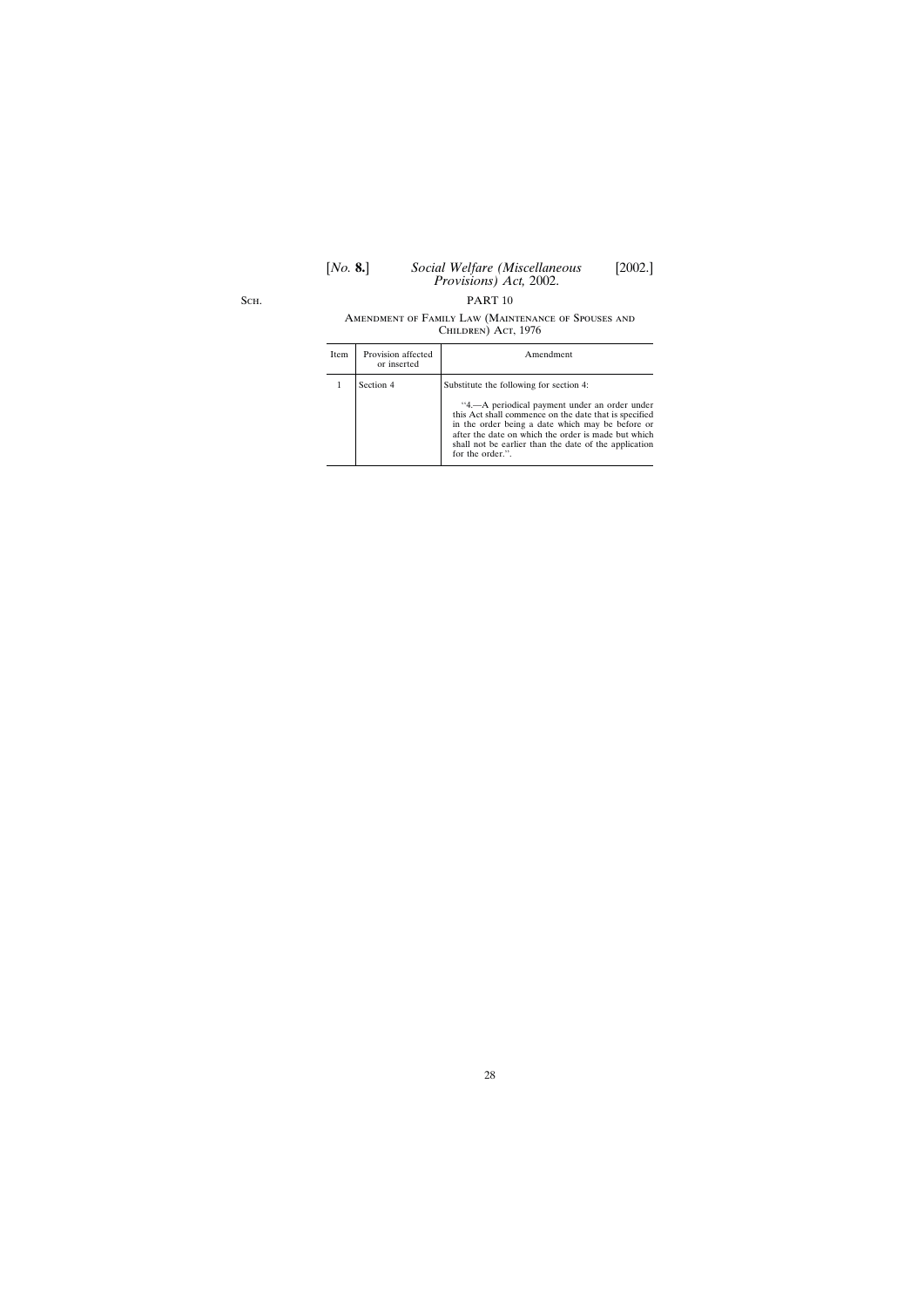Sch.

## PART 10

### Amendment of Family Law (Maintenance of Spouses and Children) Act, 1976

| Item | Provision affected or inserted | Amendment |
| --- | --- | --- |
| 1 | Section 4 | Substitute the following for section 4: ''4.—A periodical payment under an order under this Act shall commence on the date that is specified in the order being a date which may be before or after the date on which the order is made but which shall not be earlier than the date of the application for the order.''. |